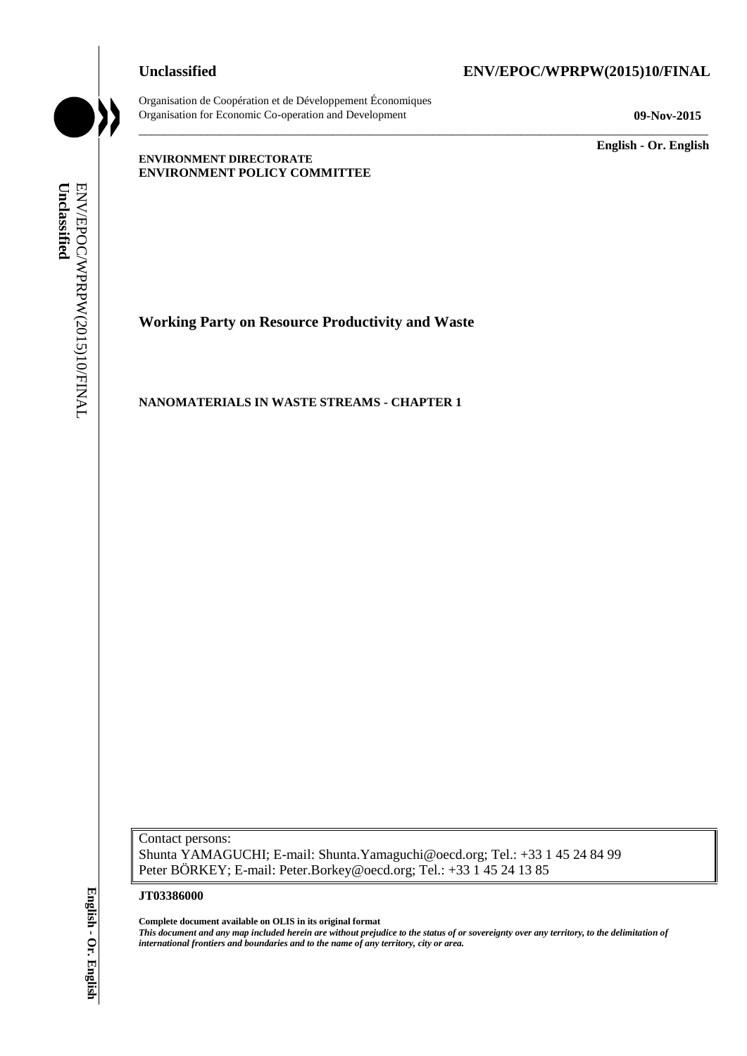**Unclassified** **ENV/EPOC/WPRPW(2015)10/FINAL**

Organisation de Coopération et de Développement Économiques
Organisation for Economic Co-operation and Development

**09-Nov-2015**

**English - Or. English**

**ENVIRONMENT DIRECTORATE**
**ENVIRONMENT POLICY COMMITTEE**

# Working Party on Resource Productivity and Waste

## NANOMATERIALS IN WASTE STREAMS - CHAPTER 1

Contact persons:
Shunta YAMAGUCHI; E-mail: Shunta.Yamaguchi@oecd.org; Tel.: +33 1 45 24 84 99
Peter BÖRKEY; E-mail: Peter.Borkey@oecd.org; Tel.: +33 1 45 24 13 85

**JT03386000**

**Complete document available on OLIS in its original format**
***This document and any map included herein are without prejudice to the status of or sovereignty over any territory, to the delimitation of international frontiers and boundaries and to the name of any territory, city or area.***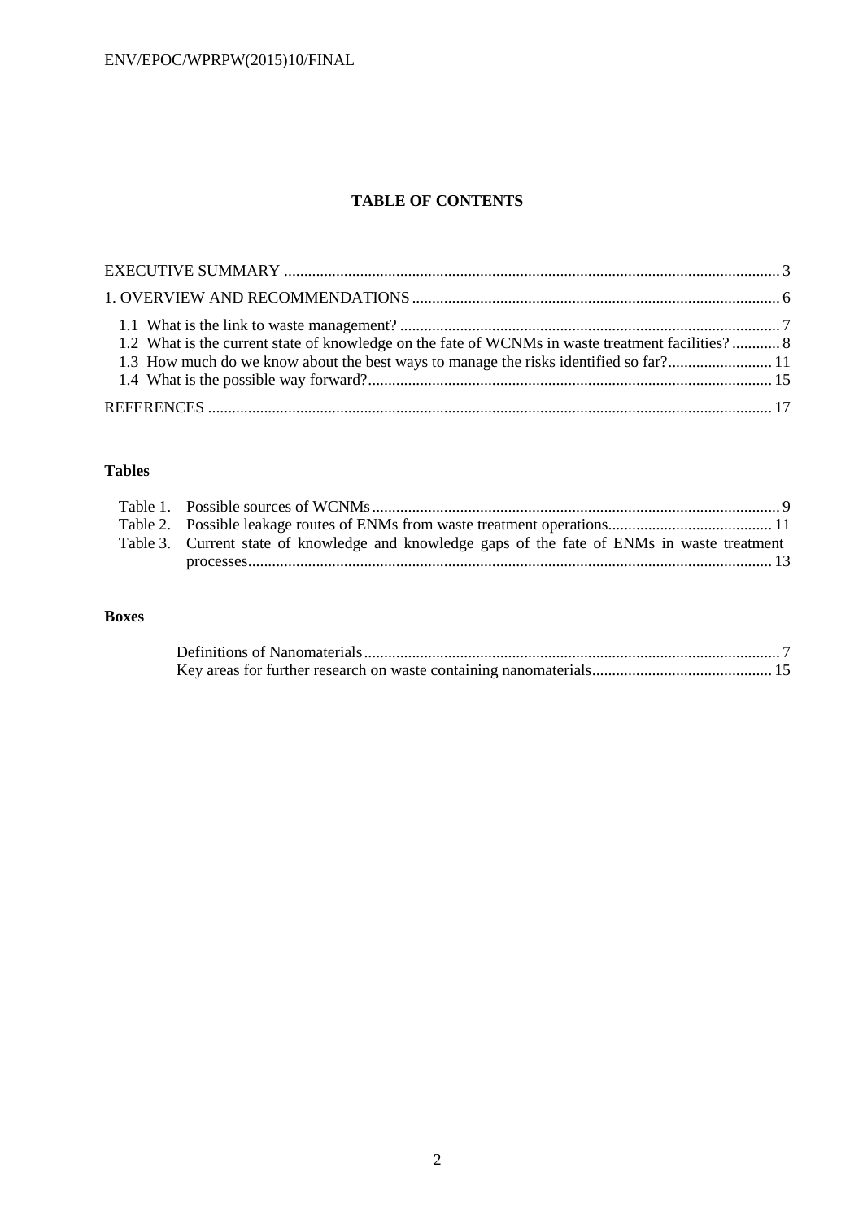**TABLE OF CONTENTS**

EXECUTIVE SUMMARY ........................................................................................................................... 3

1. OVERVIEW AND RECOMMENDATIONS ........................................................................................... 6

1.1 What is the link to waste management? ............................................................................................ 7
1.2 What is the current state of knowledge on the fate of WCNMs in waste treatment facilities? ............ 8
1.3 How much do we know about the best ways to manage the risks identified so far?.......................... 11
1.4 What is the possible way forward?.................................................................................................... 15

REFERENCES ........................................................................................................................................... 17

**Tables**

Table 1. Possible sources of WCNMs ..................................................................................................... 9
Table 2. Possible leakage routes of ENMs from waste treatment operations......................................... 11
Table 3. Current state of knowledge and knowledge gaps of the fate of ENMs in waste treatment processes.................................................................................................................................. 13

**Boxes**

Definitions of Nanomaterials....................................................................................................... 7
Key areas for further research on waste containing nanomaterials............................................ 15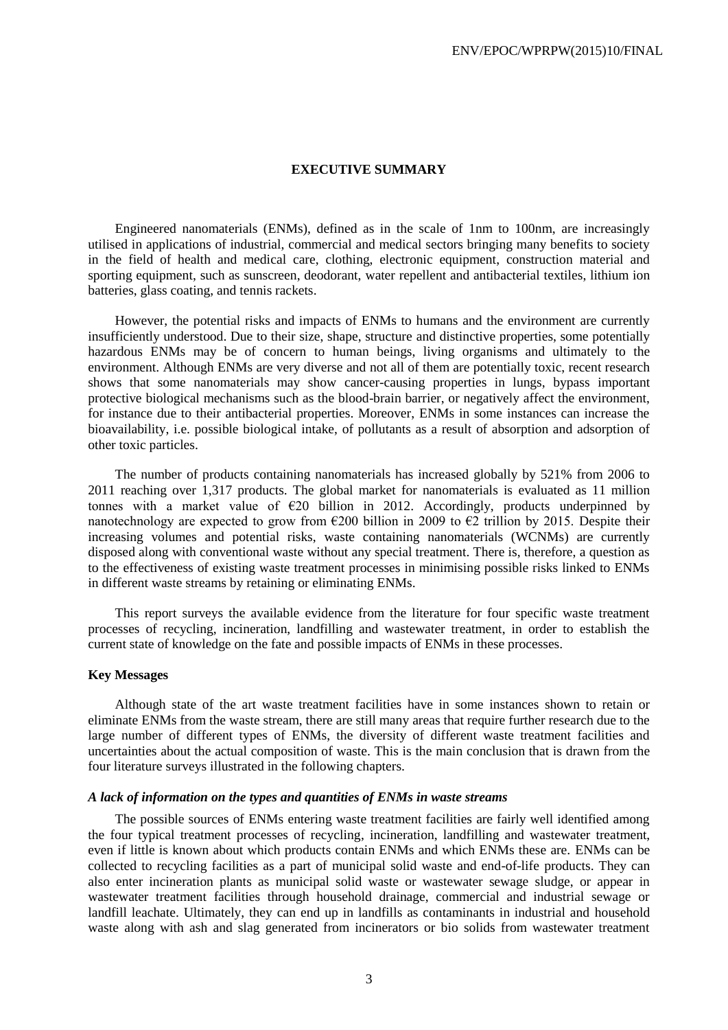## EXECUTIVE SUMMARY

Engineered nanomaterials (ENMs), defined as in the scale of 1nm to 100nm, are increasingly utilised in applications of industrial, commercial and medical sectors bringing many benefits to society in the field of health and medical care, clothing, electronic equipment, construction material and sporting equipment, such as sunscreen, deodorant, water repellent and antibacterial textiles, lithium ion batteries, glass coating, and tennis rackets.

However, the potential risks and impacts of ENMs to humans and the environment are currently insufficiently understood. Due to their size, shape, structure and distinctive properties, some potentially hazardous ENMs may be of concern to human beings, living organisms and ultimately to the environment. Although ENMs are very diverse and not all of them are potentially toxic, recent research shows that some nanomaterials may show cancer-causing properties in lungs, bypass important protective biological mechanisms such as the blood-brain barrier, or negatively affect the environment, for instance due to their antibacterial properties. Moreover, ENMs in some instances can increase the bioavailability, i.e. possible biological intake, of pollutants as a result of absorption and adsorption of other toxic particles.

The number of products containing nanomaterials has increased globally by 521% from 2006 to 2011 reaching over 1,317 products. The global market for nanomaterials is evaluated as 11 million tonnes with a market value of €20 billion in 2012. Accordingly, products underpinned by nanotechnology are expected to grow from €200 billion in 2009 to €2 trillion by 2015. Despite their increasing volumes and potential risks, waste containing nanomaterials (WCNMs) are currently disposed along with conventional waste without any special treatment. There is, therefore, a question as to the effectiveness of existing waste treatment processes in minimising possible risks linked to ENMs in different waste streams by retaining or eliminating ENMs.

This report surveys the available evidence from the literature for four specific waste treatment processes of recycling, incineration, landfilling and wastewater treatment, in order to establish the current state of knowledge on the fate and possible impacts of ENMs in these processes.

### Key Messages

Although state of the art waste treatment facilities have in some instances shown to retain or eliminate ENMs from the waste stream, there are still many areas that require further research due to the large number of different types of ENMs, the diversity of different waste treatment facilities and uncertainties about the actual composition of waste. This is the main conclusion that is drawn from the four literature surveys illustrated in the following chapters.

#### *A lack of information on the types and quantities of ENMs in waste streams*

The possible sources of ENMs entering waste treatment facilities are fairly well identified among the four typical treatment processes of recycling, incineration, landfilling and wastewater treatment, even if little is known about which products contain ENMs and which ENMs these are. ENMs can be collected to recycling facilities as a part of municipal solid waste and end-of-life products. They can also enter incineration plants as municipal solid waste or wastewater sewage sludge, or appear in wastewater treatment facilities through household drainage, commercial and industrial sewage or landfill leachate. Ultimately, they can end up in landfills as contaminants in industrial and household waste along with ash and slag generated from incinerators or bio solids from wastewater treatment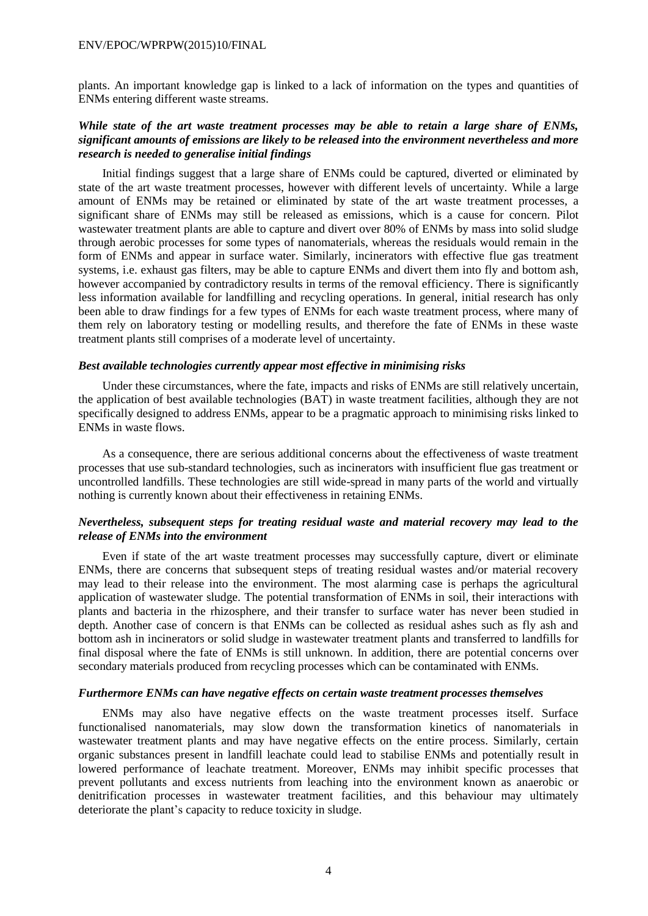plants. An important knowledge gap is linked to a lack of information on the types and quantities of ENMs entering different waste streams.

***While state of the art waste treatment processes may be able to retain a large share of ENMs, significant amounts of emissions are likely to be released into the environment nevertheless and more research is needed to generalise initial findings***

Initial findings suggest that a large share of ENMs could be captured, diverted or eliminated by state of the art waste treatment processes, however with different levels of uncertainty. While a large amount of ENMs may be retained or eliminated by state of the art waste treatment processes, a significant share of ENMs may still be released as emissions, which is a cause for concern. Pilot wastewater treatment plants are able to capture and divert over 80% of ENMs by mass into solid sludge through aerobic processes for some types of nanomaterials, whereas the residuals would remain in the form of ENMs and appear in surface water. Similarly, incinerators with effective flue gas treatment systems, i.e. exhaust gas filters, may be able to capture ENMs and divert them into fly and bottom ash, however accompanied by contradictory results in terms of the removal efficiency. There is significantly less information available for landfilling and recycling operations. In general, initial research has only been able to draw findings for a few types of ENMs for each waste treatment process, where many of them rely on laboratory testing or modelling results, and therefore the fate of ENMs in these waste treatment plants still comprises of a moderate level of uncertainty.

***Best available technologies currently appear most effective in minimising risks***

Under these circumstances, where the fate, impacts and risks of ENMs are still relatively uncertain, the application of best available technologies (BAT) in waste treatment facilities, although they are not specifically designed to address ENMs, appear to be a pragmatic approach to minimising risks linked to ENMs in waste flows.

As a consequence, there are serious additional concerns about the effectiveness of waste treatment processes that use sub-standard technologies, such as incinerators with insufficient flue gas treatment or uncontrolled landfills. These technologies are still wide-spread in many parts of the world and virtually nothing is currently known about their effectiveness in retaining ENMs.

***Nevertheless, subsequent steps for treating residual waste and material recovery may lead to the release of ENMs into the environment***

Even if state of the art waste treatment processes may successfully capture, divert or eliminate ENMs, there are concerns that subsequent steps of treating residual wastes and/or material recovery may lead to their release into the environment. The most alarming case is perhaps the agricultural application of wastewater sludge. The potential transformation of ENMs in soil, their interactions with plants and bacteria in the rhizosphere, and their transfer to surface water has never been studied in depth. Another case of concern is that ENMs can be collected as residual ashes such as fly ash and bottom ash in incinerators or solid sludge in wastewater treatment plants and transferred to landfills for final disposal where the fate of ENMs is still unknown. In addition, there are potential concerns over secondary materials produced from recycling processes which can be contaminated with ENMs.

***Furthermore ENMs can have negative effects on certain waste treatment processes themselves***

ENMs may also have negative effects on the waste treatment processes itself. Surface functionalised nanomaterials, may slow down the transformation kinetics of nanomaterials in wastewater treatment plants and may have negative effects on the entire process. Similarly, certain organic substances present in landfill leachate could lead to stabilise ENMs and potentially result in lowered performance of leachate treatment. Moreover, ENMs may inhibit specific processes that prevent pollutants and excess nutrients from leaching into the environment known as anaerobic or denitrification processes in wastewater treatment facilities, and this behaviour may ultimately deteriorate the plant's capacity to reduce toxicity in sludge.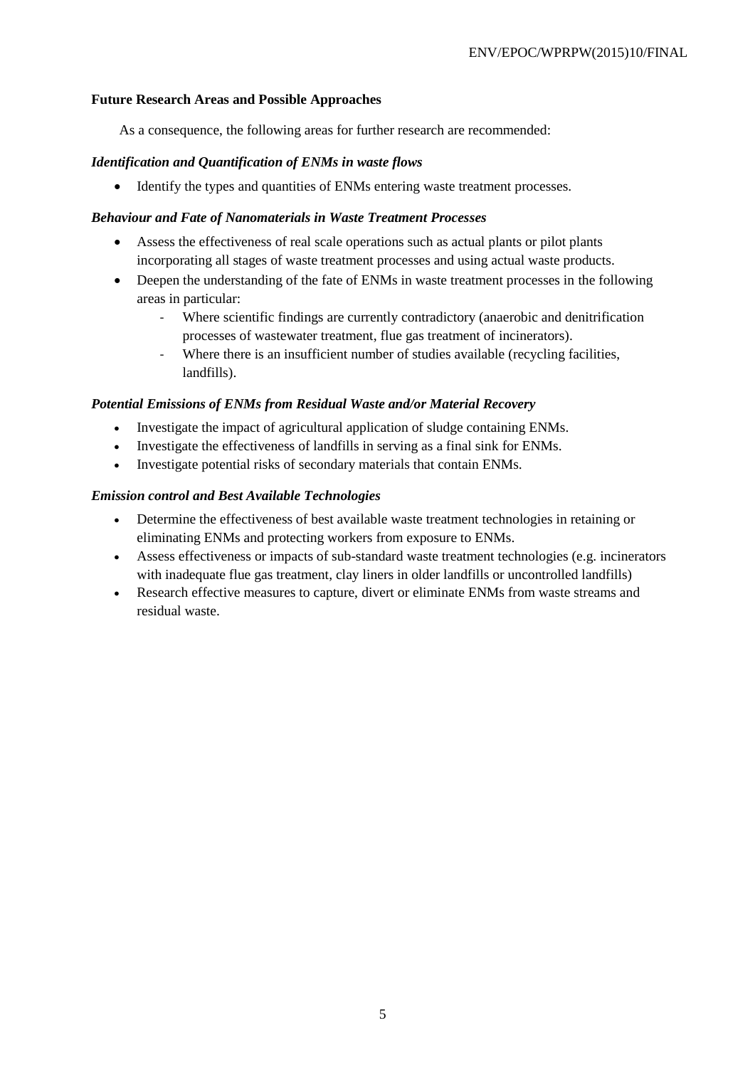**Future Research Areas and Possible Approaches**

As a consequence, the following areas for further research are recommended:

*Identification and Quantification of ENMs in waste flows*

- Identify the types and quantities of ENMs entering waste treatment processes.

*Behaviour and Fate of Nanomaterials in Waste Treatment Processes*

- Assess the effectiveness of real scale operations such as actual plants or pilot plants incorporating all stages of waste treatment processes and using actual waste products.
- Deepen the understanding of the fate of ENMs in waste treatment processes in the following areas in particular:
  - Where scientific findings are currently contradictory (anaerobic and denitrification processes of wastewater treatment, flue gas treatment of incinerators).
  - Where there is an insufficient number of studies available (recycling facilities, landfills).

*Potential Emissions of ENMs from Residual Waste and/or Material Recovery*

- Investigate the impact of agricultural application of sludge containing ENMs.
- Investigate the effectiveness of landfills in serving as a final sink for ENMs.
- Investigate potential risks of secondary materials that contain ENMs.

*Emission control and Best Available Technologies*

- Determine the effectiveness of best available waste treatment technologies in retaining or eliminating ENMs and protecting workers from exposure to ENMs.
- Assess effectiveness or impacts of sub-standard waste treatment technologies (e.g. incinerators with inadequate flue gas treatment, clay liners in older landfills or uncontrolled landfills)
- Research effective measures to capture, divert or eliminate ENMs from waste streams and residual waste.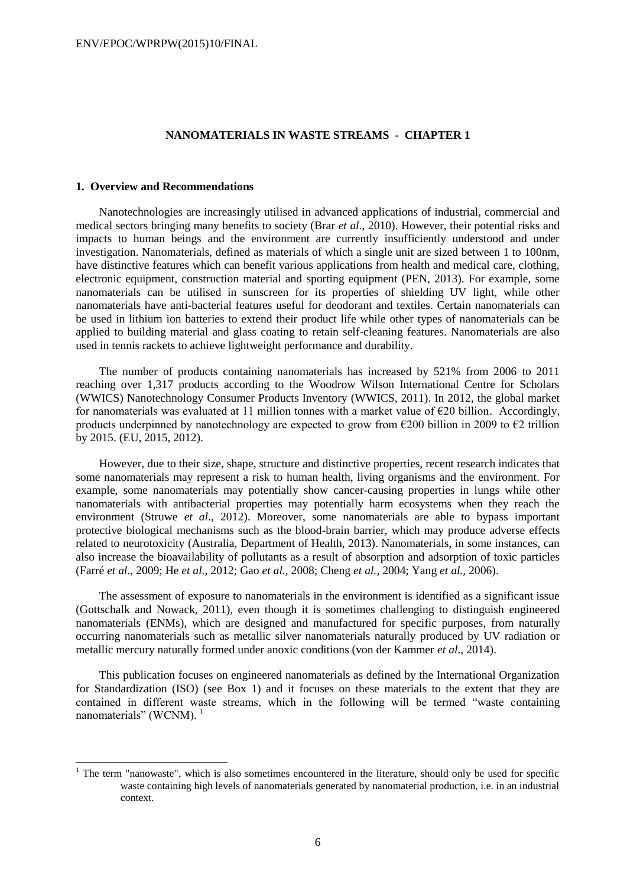## NANOMATERIALS IN WASTE STREAMS - CHAPTER 1

### 1. Overview and Recommendations

Nanotechnologies are increasingly utilised in advanced applications of industrial, commercial and medical sectors bringing many benefits to society (Brar *et al*., 2010). However, their potential risks and impacts to human beings and the environment are currently insufficiently understood and under investigation. Nanomaterials, defined as materials of which a single unit are sized between 1 to 100nm, have distinctive features which can benefit various applications from health and medical care, clothing, electronic equipment, construction material and sporting equipment (PEN, 2013). For example, some nanomaterials can be utilised in sunscreen for its properties of shielding UV light, while other nanomaterials have anti-bacterial features useful for deodorant and textiles. Certain nanomaterials can be used in lithium ion batteries to extend their product life while other types of nanomaterials can be applied to building material and glass coating to retain self-cleaning features. Nanomaterials are also used in tennis rackets to achieve lightweight performance and durability.

The number of products containing nanomaterials has increased by 521% from 2006 to 2011 reaching over 1,317 products according to the Woodrow Wilson International Centre for Scholars (WWICS) Nanotechnology Consumer Products Inventory (WWICS, 2011). In 2012, the global market for nanomaterials was evaluated at 11 million tonnes with a market value of €20 billion. Accordingly, products underpinned by nanotechnology are expected to grow from €200 billion in 2009 to €2 trillion by 2015. (EU, 2015, 2012).

However, due to their size, shape, structure and distinctive properties, recent research indicates that some nanomaterials may represent a risk to human health, living organisms and the environment. For example, some nanomaterials may potentially show cancer-causing properties in lungs while other nanomaterials with antibacterial properties may potentially harm ecosystems when they reach the environment (Struwe *et al*., 2012). Moreover, some nanomaterials are able to bypass important protective biological mechanisms such as the blood-brain barrier, which may produce adverse effects related to neurotoxicity (Australia, Department of Health, 2013). Nanomaterials, in some instances, can also increase the bioavailability of pollutants as a result of absorption and adsorption of toxic particles (Farré *et al.*, 2009; He *et al.,* 2012; Gao *et al.*, 2008; Cheng *et al.,* 2004; Yang *et al.,* 2006).

The assessment of exposure to nanomaterials in the environment is identified as a significant issue (Gottschalk and Nowack, 2011), even though it is sometimes challenging to distinguish engineered nanomaterials (ENMs), which are designed and manufactured for specific purposes, from naturally occurring nanomaterials such as metallic silver nanomaterials naturally produced by UV radiation or metallic mercury naturally formed under anoxic conditions (von der Kammer *et al*., 2014).

This publication focuses on engineered nanomaterials as defined by the International Organization for Standardization (ISO) (see Box 1) and it focuses on these materials to the extent that they are contained in different waste streams, which in the following will be termed "waste containing nanomaterials" (WCNM). [1]

[1] The term "nanowaste", which is also sometimes encountered in the literature, should only be used for specific waste containing high levels of nanomaterials generated by nanomaterial production, i.e. in an industrial context.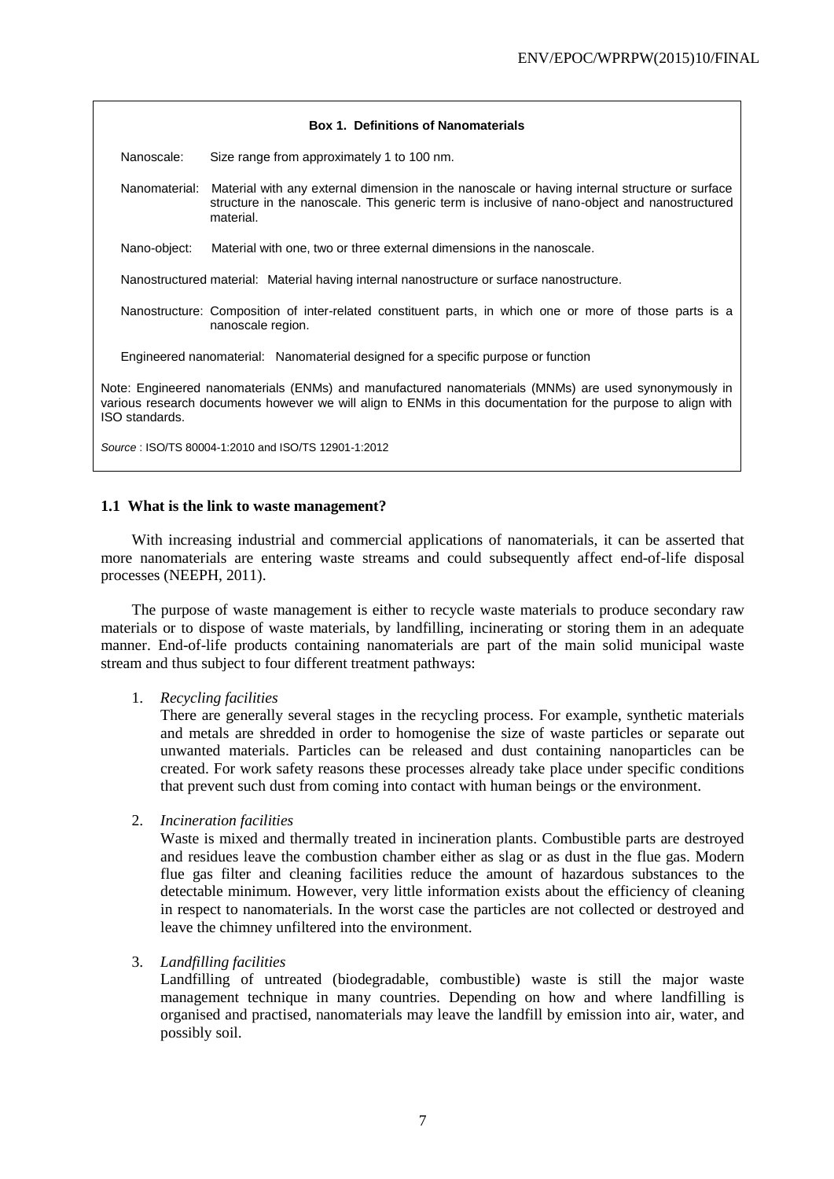**Box 1. Definitions of Nanomaterials**

Nanoscale: Size range from approximately 1 to 100 nm.

Nanomaterial: Material with any external dimension in the nanoscale or having internal structure or surface structure in the nanoscale. This generic term is inclusive of nano-object and nanostructured material.

Nano-object: Material with one, two or three external dimensions in the nanoscale.

Nanostructured material: Material having internal nanostructure or surface nanostructure.

Nanostructure: Composition of inter-related constituent parts, in which one or more of those parts is a nanoscale region.

Engineered nanomaterial: Nanomaterial designed for a specific purpose or function

Note: Engineered nanomaterials (ENMs) and manufactured nanomaterials (MNMs) are used synonymously in various research documents however we will align to ENMs in this documentation for the purpose to align with ISO standards.

*Source* : ISO/TS 80004-1:2010 and ISO/TS 12901-1:2012

### 1.1 What is the link to waste management?

With increasing industrial and commercial applications of nanomaterials, it can be asserted that more nanomaterials are entering waste streams and could subsequently affect end-of-life disposal processes (NEEPH, 2011).

The purpose of waste management is either to recycle waste materials to produce secondary raw materials or to dispose of waste materials, by landfilling, incinerating or storing them in an adequate manner. End-of-life products containing nanomaterials are part of the main solid municipal waste stream and thus subject to four different treatment pathways:

1. *Recycling facilities*
   There are generally several stages in the recycling process. For example, synthetic materials and metals are shredded in order to homogenise the size of waste particles or separate out unwanted materials. Particles can be released and dust containing nanoparticles can be created. For work safety reasons these processes already take place under specific conditions that prevent such dust from coming into contact with human beings or the environment.

2. *Incineration facilities*
   Waste is mixed and thermally treated in incineration plants. Combustible parts are destroyed and residues leave the combustion chamber either as slag or as dust in the flue gas. Modern flue gas filter and cleaning facilities reduce the amount of hazardous substances to the detectable minimum. However, very little information exists about the efficiency of cleaning in respect to nanomaterials. In the worst case the particles are not collected or destroyed and leave the chimney unfiltered into the environment.

3. *Landfilling facilities*
   Landfilling of untreated (biodegradable, combustible) waste is still the major waste management technique in many countries. Depending on how and where landfilling is organised and practised, nanomaterials may leave the landfill by emission into air, water, and possibly soil.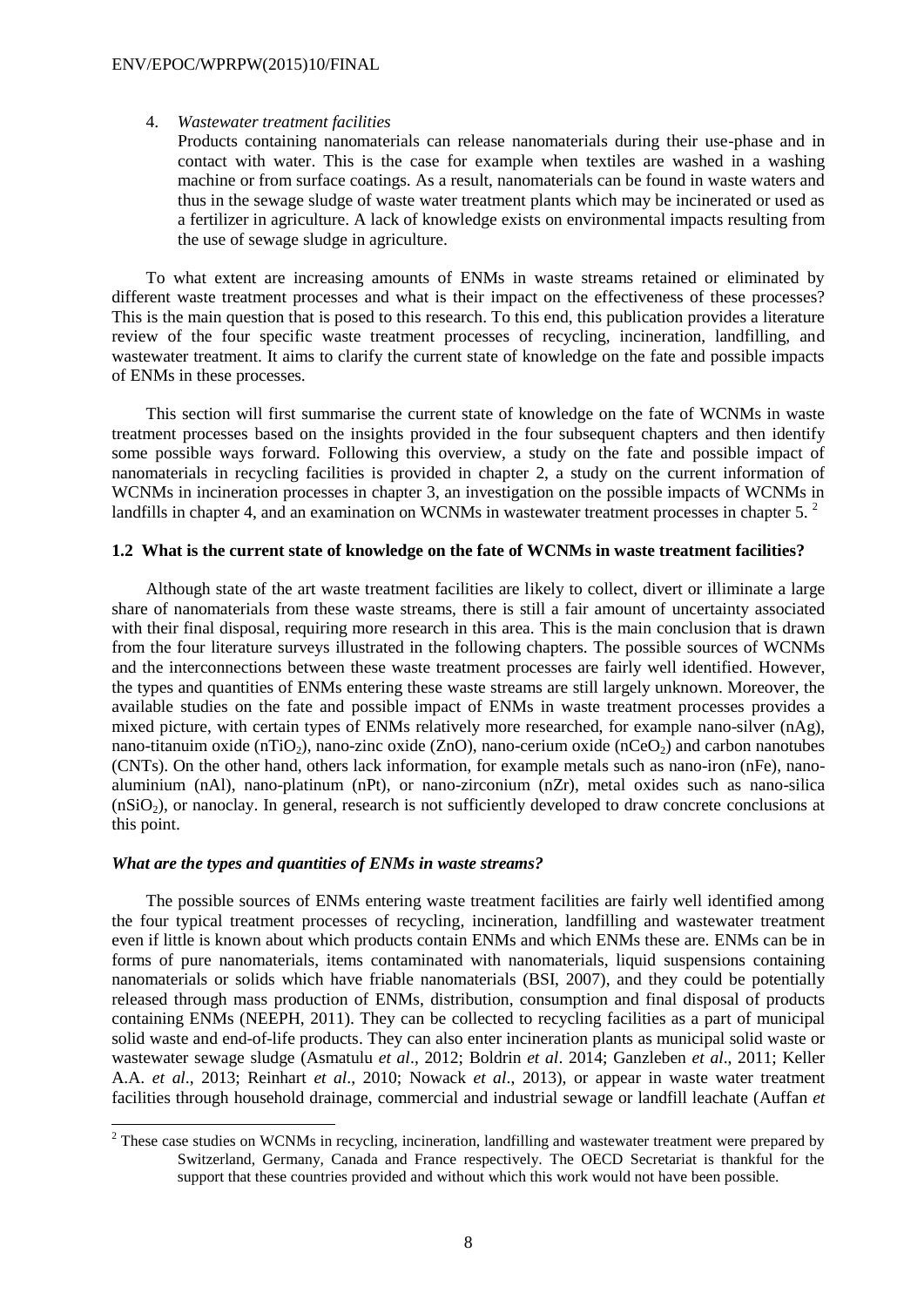4. *Wastewater treatment facilities*

   Products containing nanomaterials can release nanomaterials during their use-phase and in contact with water. This is the case for example when textiles are washed in a washing machine or from surface coatings. As a result, nanomaterials can be found in waste waters and thus in the sewage sludge of waste water treatment plants which may be incinerated or used as a fertilizer in agriculture. A lack of knowledge exists on environmental impacts resulting from the use of sewage sludge in agriculture.

To what extent are increasing amounts of ENMs in waste streams retained or eliminated by different waste treatment processes and what is their impact on the effectiveness of these processes? This is the main question that is posed to this research. To this end, this publication provides a literature review of the four specific waste treatment processes of recycling, incineration, landfilling, and wastewater treatment. It aims to clarify the current state of knowledge on the fate and possible impacts of ENMs in these processes.

This section will first summarise the current state of knowledge on the fate of WCNMs in waste treatment processes based on the insights provided in the four subsequent chapters and then identify some possible ways forward. Following this overview, a study on the fate and possible impact of nanomaterials in recycling facilities is provided in chapter 2, a study on the current information of WCNMs in incineration processes in chapter 3, an investigation on the possible impacts of WCNMs in landfills in chapter 4, and an examination on WCNMs in wastewater treatment processes in chapter 5. [2]

## 1.2 What is the current state of knowledge on the fate of WCNMs in waste treatment facilities?

Although state of the art waste treatment facilities are likely to collect, divert or illiminate a large share of nanomaterials from these waste streams, there is still a fair amount of uncertainty associated with their final disposal, requiring more research in this area. This is the main conclusion that is drawn from the four literature surveys illustrated in the following chapters. The possible sources of WCNMs and the interconnections between these waste treatment processes are fairly well identified. However, the types and quantities of ENMs entering these waste streams are still largely unknown. Moreover, the available studies on the fate and possible impact of ENMs in waste treatment processes provides a mixed picture, with certain types of ENMs relatively more researched, for example nano-silver (nAg), nano-titanuim oxide ($nTiO_2$), nano-zinc oxide (ZnO), nano-cerium oxide ($nCeO_2$) and carbon nanotubes (CNTs). On the other hand, others lack information, for example metals such as nano-iron (nFe), nano-aluminium (nAl), nano-platinum (nPt), or nano-zirconium (nZr), metal oxides such as nano-silica ($nSiO_2$), or nanoclay. In general, research is not sufficiently developed to draw concrete conclusions at this point.

### *What are the types and quantities of ENMs in waste streams?*

The possible sources of ENMs entering waste treatment facilities are fairly well identified among the four typical treatment processes of recycling, incineration, landfilling and wastewater treatment even if little is known about which products contain ENMs and which ENMs these are. ENMs can be in forms of pure nanomaterials, items contaminated with nanomaterials, liquid suspensions containing nanomaterials or solids which have friable nanomaterials (BSI, 2007), and they could be potentially released through mass production of ENMs, distribution, consumption and final disposal of products containing ENMs (NEEPH, 2011). They can be collected to recycling facilities as a part of municipal solid waste and end-of-life products. They can also enter incineration plants as municipal solid waste or wastewater sewage sludge (Asmatulu *et al*., 2012; Boldrin *et al*. 2014; Ganzleben *et al*., 2011; Keller A.A. *et al*., 2013; Reinhart *et al*., 2010; Nowack *et al*., 2013), or appear in waste water treatment facilities through household drainage, commercial and industrial sewage or landfill leachate (Auffan *et*

[2] These case studies on WCNMs in recycling, incineration, landfilling and wastewater treatment were prepared by Switzerland, Germany, Canada and France respectively. The OECD Secretariat is thankful for the support that these countries provided and without which this work would not have been possible.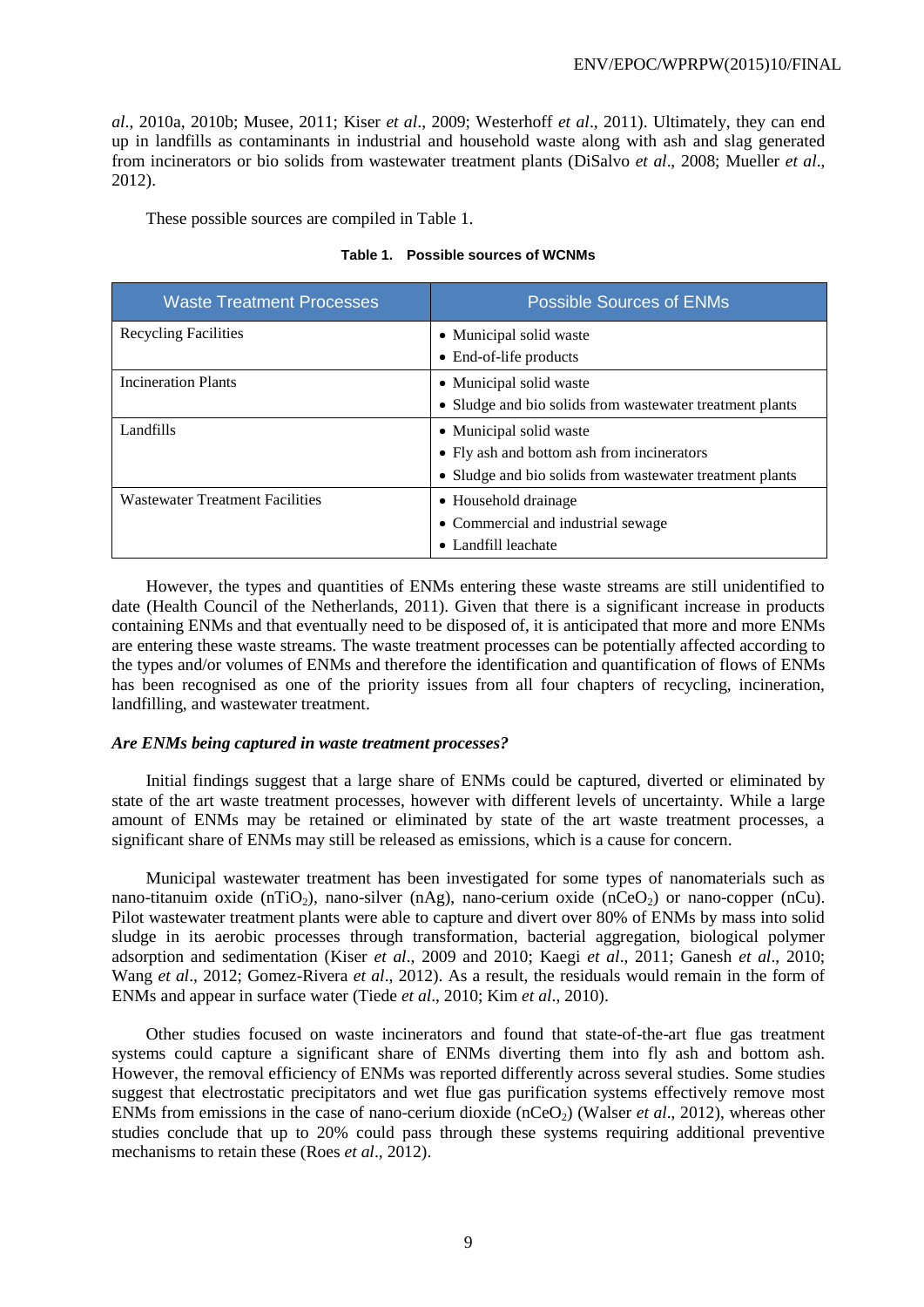*al*., 2010a, 2010b; Musee, 2011; Kiser *et al*., 2009; Westerhoff *et al*., 2011). Ultimately, they can end up in landfills as contaminants in industrial and household waste along with ash and slag generated from incinerators or bio solids from wastewater treatment plants (DiSalvo *et al*., 2008; Mueller *et al*., 2012).

These possible sources are compiled in Table 1.

**Table 1. Possible sources of WCNMs**

| Waste Treatment Processes | Possible Sources of ENMs |
| --- | --- |
| Recycling Facilities | • Municipal solid waste<br>• End-of-life products |
| Incineration Plants | • Municipal solid waste<br>• Sludge and bio solids from wastewater treatment plants |
| Landfills | • Municipal solid waste<br>• Fly ash and bottom ash from incinerators<br>• Sludge and bio solids from wastewater treatment plants |
| Wastewater Treatment Facilities | • Household drainage<br>• Commercial and industrial sewage<br>• Landfill leachate |

However, the types and quantities of ENMs entering these waste streams are still unidentified to date (Health Council of the Netherlands, 2011). Given that there is a significant increase in products containing ENMs and that eventually need to be disposed of, it is anticipated that more and more ENMs are entering these waste streams. The waste treatment processes can be potentially affected according to the types and/or volumes of ENMs and therefore the identification and quantification of flows of ENMs has been recognised as one of the priority issues from all four chapters of recycling, incineration, landfilling, and wastewater treatment.

***Are ENMs being captured in waste treatment processes?***

Initial findings suggest that a large share of ENMs could be captured, diverted or eliminated by state of the art waste treatment processes, however with different levels of uncertainty. While a large amount of ENMs may be retained or eliminated by state of the art waste treatment processes, a significant share of ENMs may still be released as emissions, which is a cause for concern.

Municipal wastewater treatment has been investigated for some types of nanomaterials such as nano-titanium oxide ($nTiO_2$), nano-silver (nAg), nano-cerium oxide ($nCeO_2$) or nano-copper (nCu). Pilot wastewater treatment plants were able to capture and divert over 80% of ENMs by mass into solid sludge in its aerobic processes through transformation, bacterial aggregation, biological polymer adsorption and sedimentation (Kiser *et al*., 2009 and 2010; Kaegi *et al*., 2011; Ganesh *et al*., 2010; Wang *et al*., 2012; Gomez-Rivera *et al*., 2012). As a result, the residuals would remain in the form of ENMs and appear in surface water (Tiede *et al*., 2010; Kim *et al*., 2010).

Other studies focused on waste incinerators and found that state-of-the-art flue gas treatment systems could capture a significant share of ENMs diverting them into fly ash and bottom ash. However, the removal efficiency of ENMs was reported differently across several studies. Some studies suggest that electrostatic precipitators and wet flue gas purification systems effectively remove most ENMs from emissions in the case of nano-cerium dioxide ($nCeO_2$) (Walser *et al*., 2012), whereas other studies conclude that up to 20% could pass through these systems requiring additional preventive mechanisms to retain these (Roes *et al*., 2012).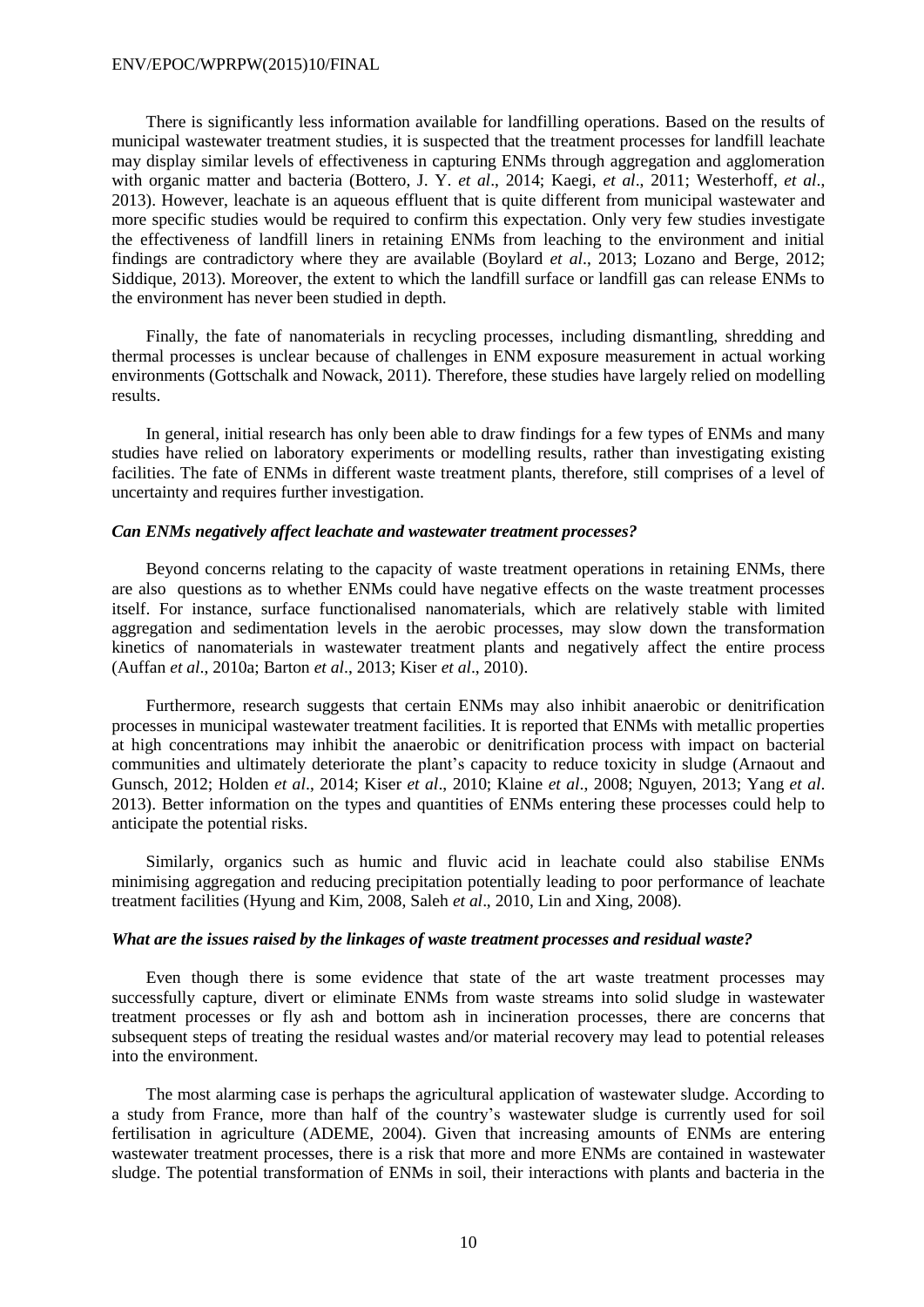There is significantly less information available for landfilling operations. Based on the results of municipal wastewater treatment studies, it is suspected that the treatment processes for landfill leachate may display similar levels of effectiveness in capturing ENMs through aggregation and agglomeration with organic matter and bacteria (Bottero, J. Y. *et al*., 2014; Kaegi, *et al*., 2011; Westerhoff, *et al*., 2013). However, leachate is an aqueous effluent that is quite different from municipal wastewater and more specific studies would be required to confirm this expectation. Only very few studies investigate the effectiveness of landfill liners in retaining ENMs from leaching to the environment and initial findings are contradictory where they are available (Boylard *et al*., 2013; Lozano and Berge, 2012; Siddique, 2013). Moreover, the extent to which the landfill surface or landfill gas can release ENMs to the environment has never been studied in depth.

Finally, the fate of nanomaterials in recycling processes, including dismantling, shredding and thermal processes is unclear because of challenges in ENM exposure measurement in actual working environments (Gottschalk and Nowack, 2011). Therefore, these studies have largely relied on modelling results.

In general, initial research has only been able to draw findings for a few types of ENMs and many studies have relied on laboratory experiments or modelling results, rather than investigating existing facilities. The fate of ENMs in different waste treatment plants, therefore, still comprises of a level of uncertainty and requires further investigation.

***Can ENMs negatively affect leachate and wastewater treatment processes?***

Beyond concerns relating to the capacity of waste treatment operations in retaining ENMs, there are also questions as to whether ENMs could have negative effects on the waste treatment processes itself. For instance, surface functionalised nanomaterials, which are relatively stable with limited aggregation and sedimentation levels in the aerobic processes, may slow down the transformation kinetics of nanomaterials in wastewater treatment plants and negatively affect the entire process (Auffan *et al*., 2010a; Barton *et al*., 2013; Kiser *et al*., 2010).

Furthermore, research suggests that certain ENMs may also inhibit anaerobic or denitrification processes in municipal wastewater treatment facilities. It is reported that ENMs with metallic properties at high concentrations may inhibit the anaerobic or denitrification process with impact on bacterial communities and ultimately deteriorate the plant's capacity to reduce toxicity in sludge (Arnaout and Gunsch, 2012; Holden *et al*., 2014; Kiser *et al*., 2010; Klaine *et al*., 2008; Nguyen, 2013; Yang *et al*. 2013). Better information on the types and quantities of ENMs entering these processes could help to anticipate the potential risks.

Similarly, organics such as humic and fluvic acid in leachate could also stabilise ENMs minimising aggregation and reducing precipitation potentially leading to poor performance of leachate treatment facilities (Hyung and Kim, 2008, Saleh *et al*., 2010, Lin and Xing, 2008).

***What are the issues raised by the linkages of waste treatment processes and residual waste?***

Even though there is some evidence that state of the art waste treatment processes may successfully capture, divert or eliminate ENMs from waste streams into solid sludge in wastewater treatment processes or fly ash and bottom ash in incineration processes, there are concerns that subsequent steps of treating the residual wastes and/or material recovery may lead to potential releases into the environment.

The most alarming case is perhaps the agricultural application of wastewater sludge. According to a study from France, more than half of the country's wastewater sludge is currently used for soil fertilisation in agriculture (ADEME, 2004). Given that increasing amounts of ENMs are entering wastewater treatment processes, there is a risk that more and more ENMs are contained in wastewater sludge. The potential transformation of ENMs in soil, their interactions with plants and bacteria in the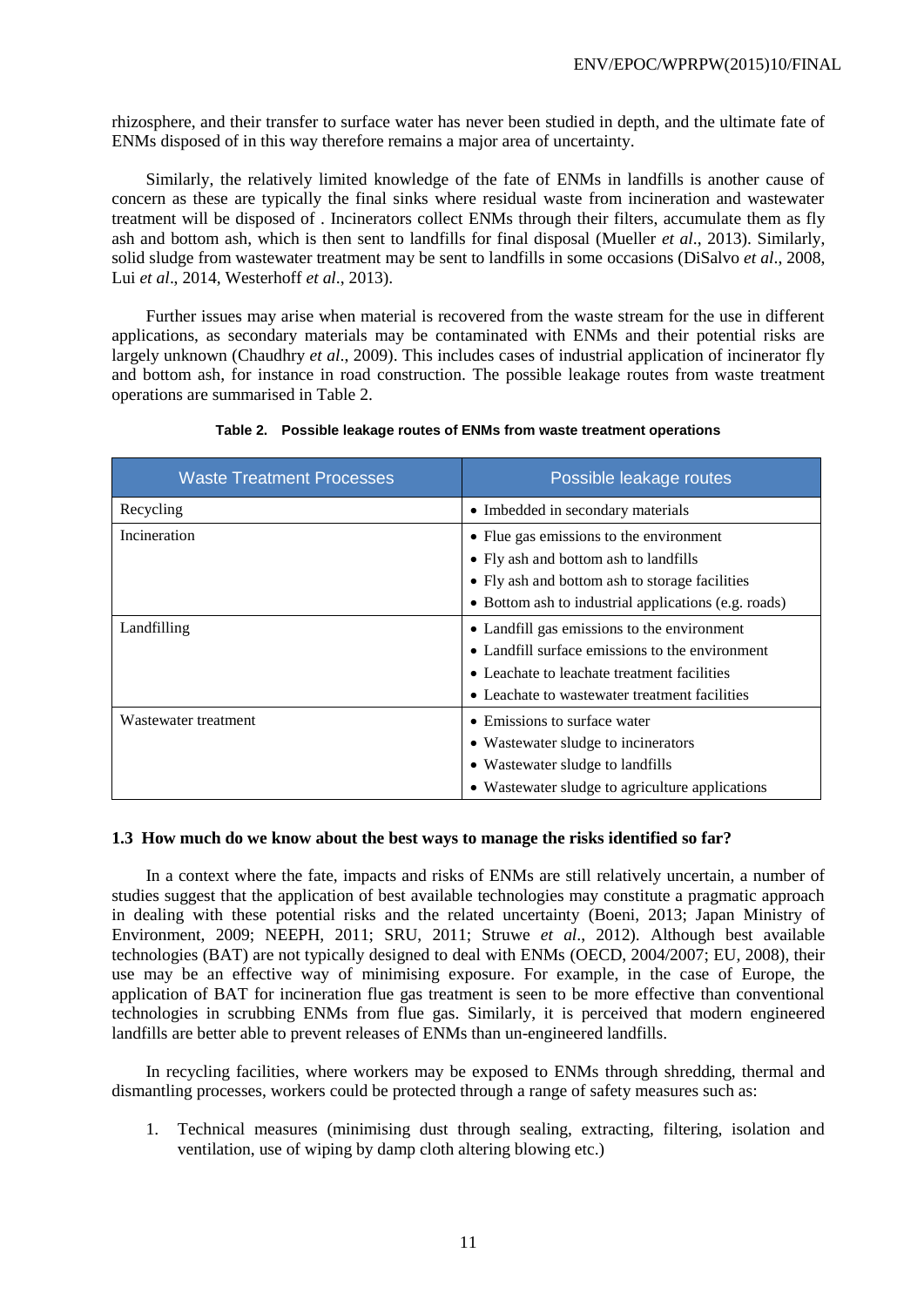rhizosphere, and their transfer to surface water has never been studied in depth, and the ultimate fate of ENMs disposed of in this way therefore remains a major area of uncertainty.

Similarly, the relatively limited knowledge of the fate of ENMs in landfills is another cause of concern as these are typically the final sinks where residual waste from incineration and wastewater treatment will be disposed of . Incinerators collect ENMs through their filters, accumulate them as fly ash and bottom ash, which is then sent to landfills for final disposal (Mueller *et al*., 2013). Similarly, solid sludge from wastewater treatment may be sent to landfills in some occasions (DiSalvo *et al*., 2008, Lui *et al*., 2014, Westerhoff *et al*., 2013).

Further issues may arise when material is recovered from the waste stream for the use in different applications, as secondary materials may be contaminated with ENMs and their potential risks are largely unknown (Chaudhry *et al*., 2009). This includes cases of industrial application of incinerator fly and bottom ash, for instance in road construction. The possible leakage routes from waste treatment operations are summarised in Table 2.

**Table 2. Possible leakage routes of ENMs from waste treatment operations**

| Waste Treatment Processes | Possible leakage routes |
|---|---|
| Recycling | • Imbedded in secondary materials |
| Incineration | • Flue gas emissions to the environment<br>• Fly ash and bottom ash to landfills<br>• Fly ash and bottom ash to storage facilities<br>• Bottom ash to industrial applications (e.g. roads) |
| Landfilling | • Landfill gas emissions to the environment<br>• Landfill surface emissions to the environment<br>• Leachate to leachate treatment facilities<br>• Leachate to wastewater treatment facilities |
| Wastewater treatment | • Emissions to surface water<br>• Wastewater sludge to incinerators<br>• Wastewater sludge to landfills<br>• Wastewater sludge to agriculture applications |

### 1.3 How much do we know about the best ways to manage the risks identified so far?

In a context where the fate, impacts and risks of ENMs are still relatively uncertain, a number of studies suggest that the application of best available technologies may constitute a pragmatic approach in dealing with these potential risks and the related uncertainty (Boeni, 2013; Japan Ministry of Environment, 2009; NEEPH, 2011; SRU, 2011; Struwe *et al*., 2012). Although best available technologies (BAT) are not typically designed to deal with ENMs (OECD, 2004/2007; EU, 2008), their use may be an effective way of minimising exposure. For example, in the case of Europe, the application of BAT for incineration flue gas treatment is seen to be more effective than conventional technologies in scrubbing ENMs from flue gas. Similarly, it is perceived that modern engineered landfills are better able to prevent releases of ENMs than un-engineered landfills.

In recycling facilities, where workers may be exposed to ENMs through shredding, thermal and dismantling processes, workers could be protected through a range of safety measures such as:

1. Technical measures (minimising dust through sealing, extracting, filtering, isolation and ventilation, use of wiping by damp cloth altering blowing etc.)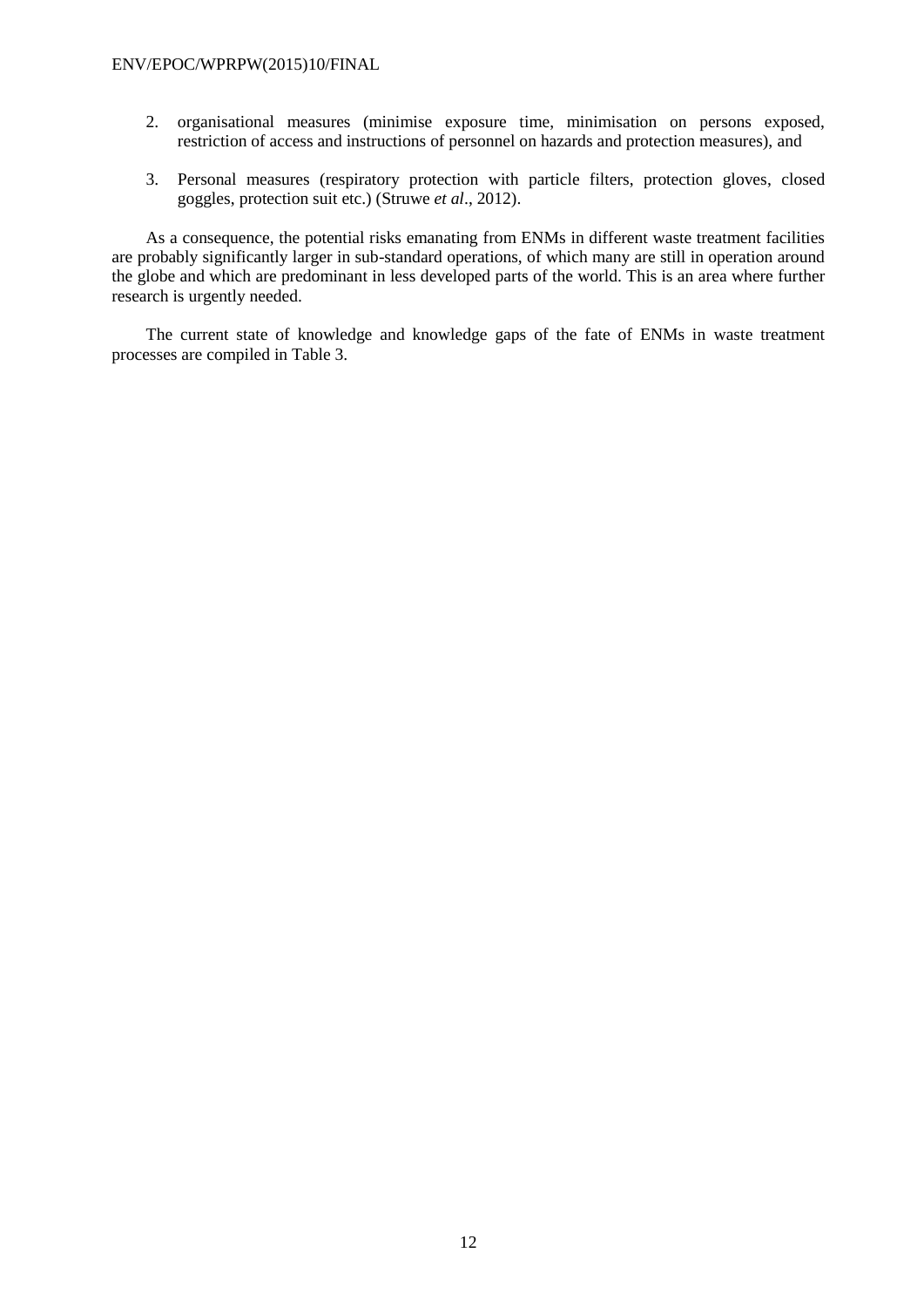2. organisational measures (minimise exposure time, minimisation on persons exposed, restriction of access and instructions of personnel on hazards and protection measures), and

3. Personal measures (respiratory protection with particle filters, protection gloves, closed goggles, protection suit etc.) (Struwe *et al*., 2012).

As a consequence, the potential risks emanating from ENMs in different waste treatment facilities are probably significantly larger in sub-standard operations, of which many are still in operation around the globe and which are predominant in less developed parts of the world. This is an area where further research is urgently needed.

The current state of knowledge and knowledge gaps of the fate of ENMs in waste treatment processes are compiled in Table 3.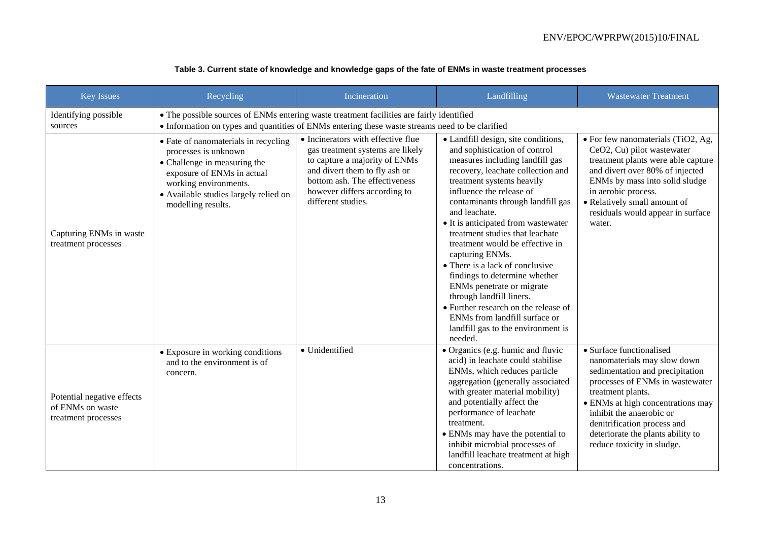**Table 3. Current state of knowledge and knowledge gaps of the fate of ENMs in waste treatment processes**

| Key Issues | Recycling | Incineration | Landfilling | Wastewater Treatment |
|---|---|---|---|---|
| Identifying possible sources | • The possible sources of ENMs entering waste treatment facilities are fairly identified<br>• Information on types and quantities of ENMs entering these waste streams need to be clarified | | | |
| Capturing ENMs in waste treatment processes | • Fate of nanomaterials in recycling processes is unknown<br>• Challenge in measuring the exposure of ENMs in actual working environments.<br>• Available studies largely relied on modelling results. | • Incinerators with effective flue gas treatment systems are likely to capture a majority of ENMs and divert them to fly ash or bottom ash. The effectiveness however differs according to different studies. | • Landfill design, site conditions, and sophistication of control measures including landfill gas recovery, leachate collection and treatment systems heavily influence the release of contaminants through landfill gas and leachate.<br>• It is anticipated from wastewater treatment studies that leachate treatment would be effective in capturing ENMs.<br>• There is a lack of conclusive findings to determine whether ENMs penetrate or migrate through landfill liners.<br>• Further research on the release of ENMs from landfill surface or landfill gas to the environment is needed. | • For few nanomaterials ($TiO_2$, Ag, $CeO_2$, Cu) pilot wastewater treatment plants were able capture and divert over 80% of injected ENMs by mass into solid sludge in aerobic process.<br>• Relatively small amount of residuals would appear in surface water. |
| Potential negative effects of ENMs on waste treatment processes | • Exposure in working conditions and to the environment is of concern. | • Unidentified | • Organics (e.g. humic and fluvic acid) in leachate could stabilise ENMs, which reduces particle aggregation (generally associated with greater material mobility) and potentially affect the performance of leachate treatment.<br>• ENMs may have the potential to inhibit microbial processes of landfill leachate treatment at high concentrations. | • Surface functionalised nanomaterials may slow down sedimentation and precipitation processes of ENMs in wastewater treatment plants.<br>• ENMs at high concentrations may inhibit the anaerobic or denitrification process and deteriorate the plants ability to reduce toxicity in sludge. |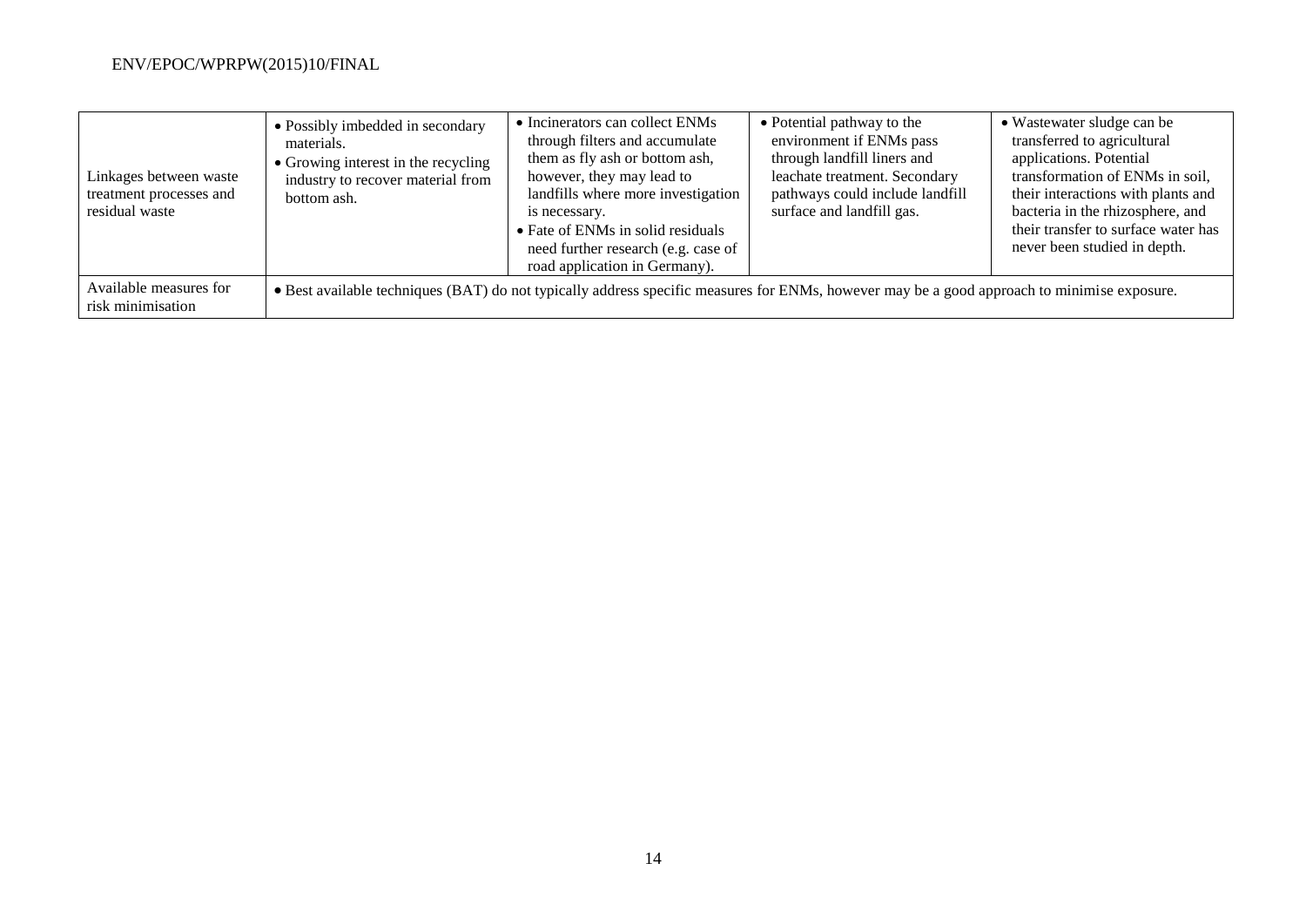| | | | | |
|---|---|---|---|---|
| Linkages between waste treatment processes and residual waste | • Possibly imbedded in secondary materials.<br>• Growing interest in the recycling industry to recover material from bottom ash. | • Incinerators can collect ENMs through filters and accumulate them as fly ash or bottom ash, however, they may lead to landfills where more investigation is necessary.<br>• Fate of ENMs in solid residuals need further research (e.g. case of road application in Germany). | • Potential pathway to the environment if ENMs pass through landfill liners and leachate treatment. Secondary pathways could include landfill surface and landfill gas. | • Wastewater sludge can be transferred to agricultural applications. Potential transformation of ENMs in soil, their interactions with plants and bacteria in the rhizosphere, and their transfer to surface water has never been studied in depth. |
| Available measures for risk minimisation | • Best available techniques (BAT) do not typically address specific measures for ENMs, however may be a good approach to minimise exposure. | | | |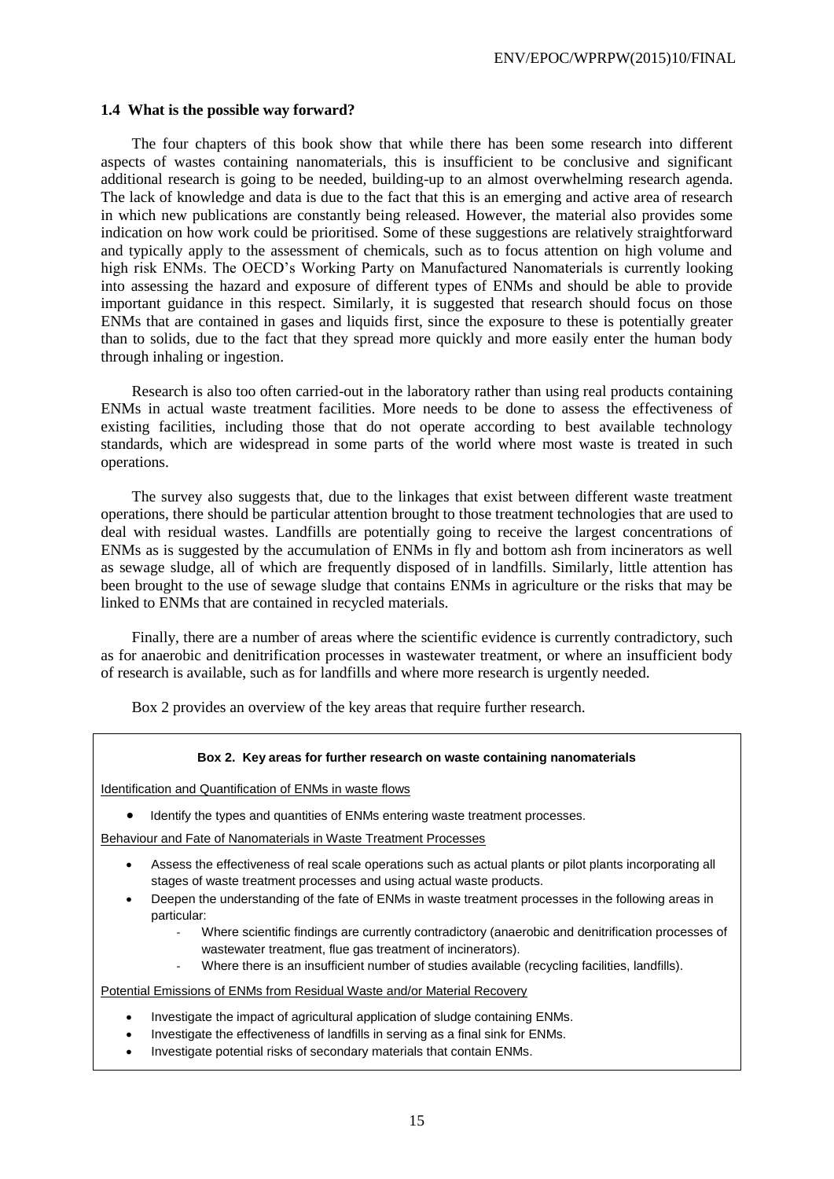### 1.4 What is the possible way forward?

The four chapters of this book show that while there has been some research into different aspects of wastes containing nanomaterials, this is insufficient to be conclusive and significant additional research is going to be needed, building-up to an almost overwhelming research agenda. The lack of knowledge and data is due to the fact that this is an emerging and active area of research in which new publications are constantly being released. However, the material also provides some indication on how work could be prioritised. Some of these suggestions are relatively straightforward and typically apply to the assessment of chemicals, such as to focus attention on high volume and high risk ENMs. The OECD's Working Party on Manufactured Nanomaterials is currently looking into assessing the hazard and exposure of different types of ENMs and should be able to provide important guidance in this respect. Similarly, it is suggested that research should focus on those ENMs that are contained in gases and liquids first, since the exposure to these is potentially greater than to solids, due to the fact that they spread more quickly and more easily enter the human body through inhaling or ingestion.

Research is also too often carried-out in the laboratory rather than using real products containing ENMs in actual waste treatment facilities. More needs to be done to assess the effectiveness of existing facilities, including those that do not operate according to best available technology standards, which are widespread in some parts of the world where most waste is treated in such operations.

The survey also suggests that, due to the linkages that exist between different waste treatment operations, there should be particular attention brought to those treatment technologies that are used to deal with residual wastes. Landfills are potentially going to receive the largest concentrations of ENMs as is suggested by the accumulation of ENMs in fly and bottom ash from incinerators as well as sewage sludge, all of which are frequently disposed of in landfills. Similarly, little attention has been brought to the use of sewage sludge that contains ENMs in agriculture or the risks that may be linked to ENMs that are contained in recycled materials.

Finally, there are a number of areas where the scientific evidence is currently contradictory, such as for anaerobic and denitrification processes in wastewater treatment, or where an insufficient body of research is available, such as for landfills and where more research is urgently needed.

Box 2 provides an overview of the key areas that require further research.

**Box 2. Key areas for further research on waste containing nanomaterials**

Identification and Quantification of ENMs in waste flows

- Identify the types and quantities of ENMs entering waste treatment processes.

Behaviour and Fate of Nanomaterials in Waste Treatment Processes

- Assess the effectiveness of real scale operations such as actual plants or pilot plants incorporating all stages of waste treatment processes and using actual waste products.
- Deepen the understanding of the fate of ENMs in waste treatment processes in the following areas in particular:
  - Where scientific findings are currently contradictory (anaerobic and denitrification processes of wastewater treatment, flue gas treatment of incinerators).
  - Where there is an insufficient number of studies available (recycling facilities, landfills).

Potential Emissions of ENMs from Residual Waste and/or Material Recovery

- Investigate the impact of agricultural application of sludge containing ENMs.
- Investigate the effectiveness of landfills in serving as a final sink for ENMs.
- Investigate potential risks of secondary materials that contain ENMs.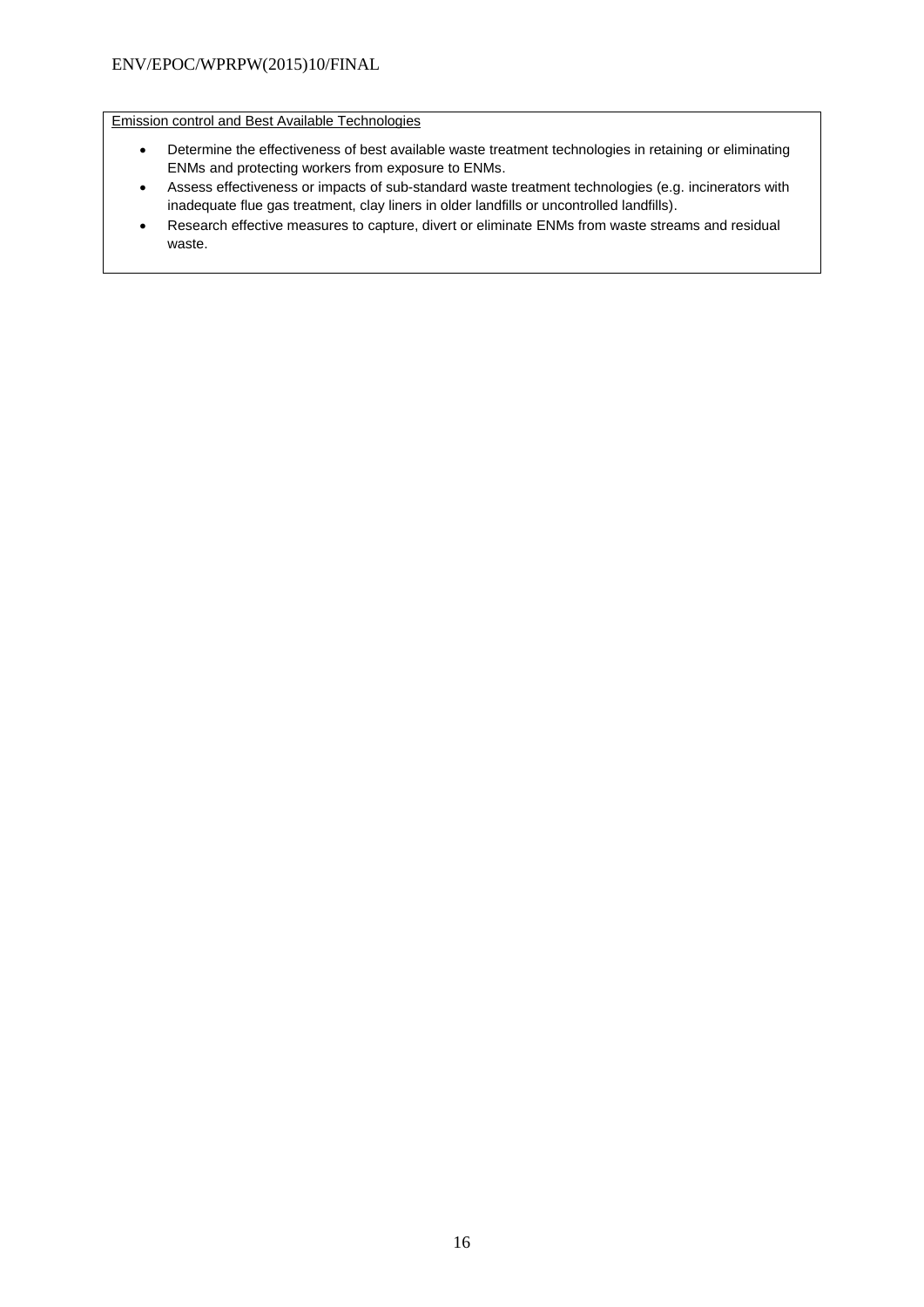Emission control and Best Available Technologies

- Determine the effectiveness of best available waste treatment technologies in retaining or eliminating ENMs and protecting workers from exposure to ENMs.
- Assess effectiveness or impacts of sub-standard waste treatment technologies (e.g. incinerators with inadequate flue gas treatment, clay liners in older landfills or uncontrolled landfills).
- Research effective measures to capture, divert or eliminate ENMs from waste streams and residual waste.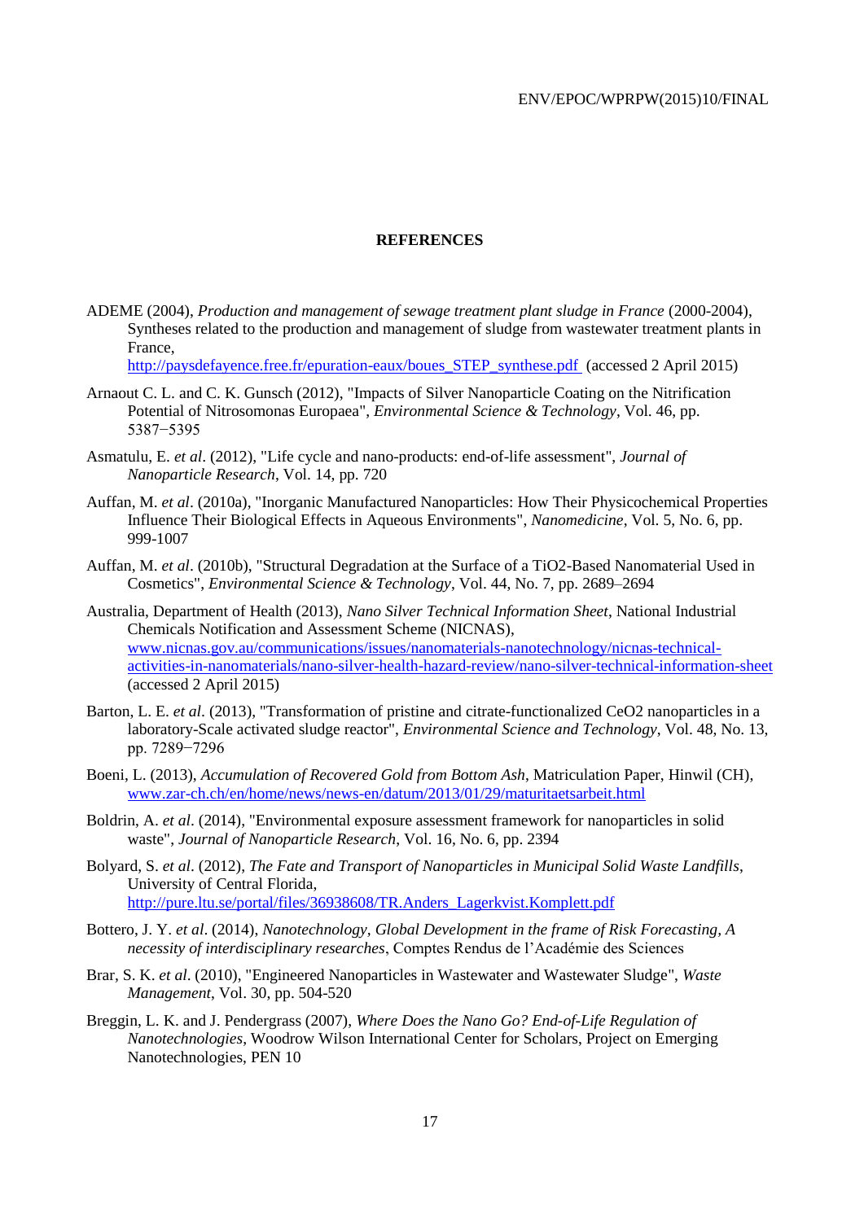## REFERENCES

ADEME (2004), *Production and management of sewage treatment plant sludge in France* (2000-2004), Syntheses related to the production and management of sludge from wastewater treatment plants in France, http://paysdefayence.free.fr/epuration-eaux/boues_STEP_synthese.pdf (accessed 2 April 2015)

Arnaout C. L. and C. K. Gunsch (2012), "Impacts of Silver Nanoparticle Coating on the Nitrification Potential of Nitrosomonas Europaea", *Environmental Science & Technology*, Vol. 46, pp. 5387−5395

Asmatulu, E. *et al*. (2012), "Life cycle and nano-products: end-of-life assessment", *Journal of Nanoparticle Research*, Vol. 14, pp. 720

Auffan, M. *et al*. (2010a), "Inorganic Manufactured Nanoparticles: How Their Physicochemical Properties Influence Their Biological Effects in Aqueous Environments", *Nanomedicine*, Vol. 5, No. 6, pp. 999-1007

Auffan, M. *et al*. (2010b), "Structural Degradation at the Surface of a $TiO_2$-Based Nanomaterial Used in Cosmetics", *Environmental Science & Technology*, Vol. 44, No. 7, pp. 2689–2694

Australia, Department of Health (2013), *Nano Silver Technical Information Sheet*, National Industrial Chemicals Notification and Assessment Scheme (NICNAS), www.nicnas.gov.au/communications/issues/nanomaterials-nanotechnology/nicnas-technical-activities-in-nanomaterials/nano-silver-health-hazard-review/nano-silver-technical-information-sheet (accessed 2 April 2015)

Barton, L. E. *et al*. (2013), "Transformation of pristine and citrate-functionalized $CeO_2$ nanoparticles in a laboratory-Scale activated sludge reactor", *Environmental Science and Technology*, Vol. 48, No. 13, pp. 7289−7296

Boeni, L. (2013), *Accumulation of Recovered Gold from Bottom Ash*, Matriculation Paper, Hinwil (CH), www.zar-ch.ch/en/home/news/news-en/datum/2013/01/29/maturitaetsarbeit.html

Boldrin, A. *et al*. (2014), "Environmental exposure assessment framework for nanoparticles in solid waste", *Journal of Nanoparticle Research*, Vol. 16, No. 6, pp. 2394

Bolyard, S. *et al*. (2012), *The Fate and Transport of Nanoparticles in Municipal Solid Waste Landfills*, University of Central Florida, http://pure.ltu.se/portal/files/36938608/TR.Anders_Lagerkvist.Komplett.pdf

Bottero, J. Y. *et al*. (2014), *Nanotechnology, Global Development in the frame of Risk Forecasting, A necessity of interdisciplinary researches*, Comptes Rendus de l'Académie des Sciences

Brar, S. K. *et al*. (2010), "Engineered Nanoparticles in Wastewater and Wastewater Sludge", *Waste Management*, Vol. 30, pp. 504-520

Breggin, L. K. and J. Pendergrass (2007), *Where Does the Nano Go? End-of-Life Regulation of Nanotechnologies*, Woodrow Wilson International Center for Scholars, Project on Emerging Nanotechnologies, PEN 10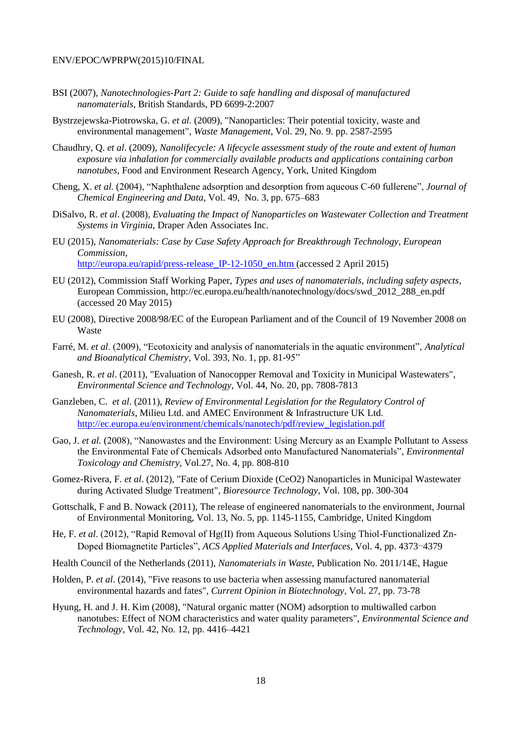BSI (2007), *Nanotechnologies-Part 2: Guide to safe handling and disposal of manufactured nanomaterials*, British Standards, PD 6699-2:2007

Bystrzejewska-Piotrowska, G. *et al*. (2009), "Nanoparticles: Their potential toxicity, waste and environmental management", *Waste Management*, Vol. 29, No. 9. pp. 2587-2595

Chaudhry, Q. *et al*. (2009), *Nanolifecycle: A lifecycle assessment study of the route and extent of human exposure via inhalation for commercially available products and applications containing carbon nanotubes*, Food and Environment Research Agency, York, United Kingdom

Cheng, X. *et al.* (2004), "Naphthalene adsorption and desorption from aqueous C-60 fullerene", *Journal of Chemical Engineering and Data*, Vol. 49, No. 3, pp. 675–683

DiSalvo, R. *et al*. (2008), *Evaluating the Impact of Nanoparticles on Wastewater Collection and Treatment Systems in Virginia*, Draper Aden Associates Inc.

EU (2015), *Nanomaterials: Case by Case Safety Approach for Breakthrough Technology, European Commission*, http://europa.eu/rapid/press-release_IP-12-1050_en.htm (accessed 2 April 2015)

EU (2012), Commission Staff Working Paper, *Types and uses of nanomaterials, including safety aspects*, European Commission, http://ec.europa.eu/health/nanotechnology/docs/swd_2012_288_en.pdf (accessed 20 May 2015)

EU (2008), Directive 2008/98/EC of the European Parliament and of the Council of 19 November 2008 on Waste

Farré, M. *et al*. (2009), "Ecotoxicity and analysis of nanomaterials in the aquatic environment", *Analytical and Bioanalytical Chemistry*, Vol. 393, No. 1, pp. 81-95"

Ganesh, R. *et al*. (2011), "Evaluation of Nanocopper Removal and Toxicity in Municipal Wastewaters", *Environmental Science and Technology*, Vol. 44, No. 20, pp. 7808-7813

Ganzleben, C. *et al*. (2011), *Review of Environmental Legislation for the Regulatory Control of Nanomaterials*, Milieu Ltd. and AMEC Environment & Infrastructure UK Ltd. http://ec.europa.eu/environment/chemicals/nanotech/pdf/review_legislation.pdf

Gao, J. *et al.* (2008), "Nanowastes and the Environment: Using Mercury as an Example Pollutant to Assess the Environmental Fate of Chemicals Adsorbed onto Manufactured Nanomaterials", *Environmental Toxicology and Chemistry*, Vol.27, No. 4, pp. 808-810

Gomez-Rivera, F. *et al*. (2012), "Fate of Cerium Dioxide (CeO2) Nanoparticles in Municipal Wastewater during Activated Sludge Treatment", *Bioresource Technology*, Vol. 108, pp. 300-304

Gottschalk, F and B. Nowack (2011), The release of engineered nanomaterials to the environment, Journal of Environmental Monitoring, Vol. 13, No. 5, pp. 1145-1155, Cambridge, United Kingdom

He, F. *et al*. (2012), "Rapid Removal of Hg(II) from Aqueous Solutions Using Thiol-Functionalized Zn-Doped Biomagnetite Particles", *ACS Applied Materials and Interfaces*, Vol. 4, pp. 4373–4379

Health Council of the Netherlands (2011), *Nanomaterials in Waste*, Publication No. 2011/14E, Hague

Holden, P. *et al*. (2014), "Five reasons to use bacteria when assessing manufactured nanomaterial environmental hazards and fates", *Current Opinion in Biotechnology*, Vol. 27, pp. 73-78

Hyung, H. and J. H. Kim (2008), "Natural organic matter (NOM) adsorption to multiwalled carbon nanotubes: Effect of NOM characteristics and water quality parameters", *Environmental Science and Technology*, Vol. 42, No. 12, pp. 4416–4421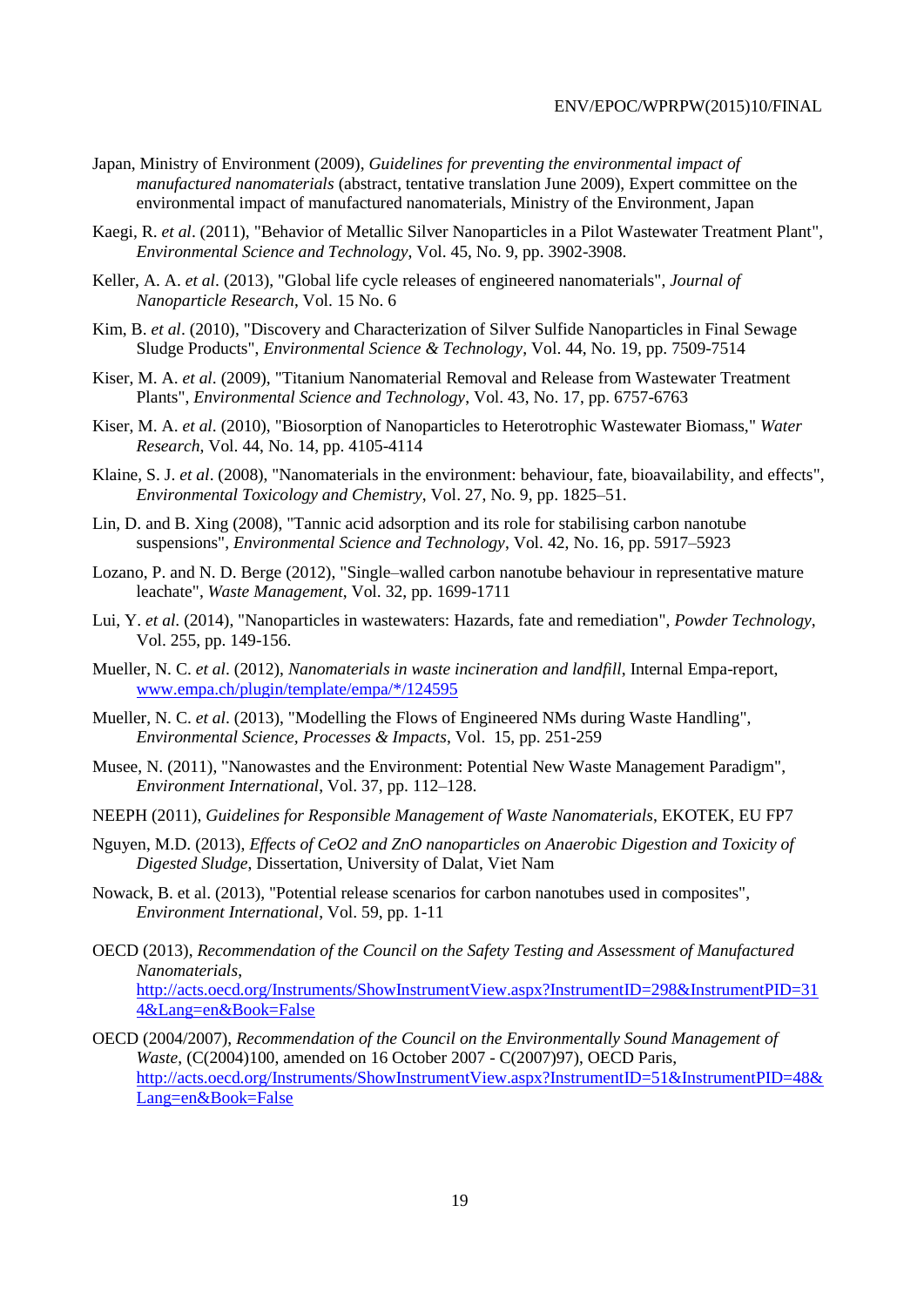Japan, Ministry of Environment (2009), *Guidelines for preventing the environmental impact of manufactured nanomaterials* (abstract, tentative translation June 2009), Expert committee on the environmental impact of manufactured nanomaterials, Ministry of the Environment, Japan

Kaegi, R. *et al*. (2011), "Behavior of Metallic Silver Nanoparticles in a Pilot Wastewater Treatment Plant", *Environmental Science and Technology*, Vol. 45, No. 9, pp. 3902-3908.

Keller, A. A. *et al*. (2013), "Global life cycle releases of engineered nanomaterials", *Journal of Nanoparticle Research*, Vol. 15 No. 6

Kim, B. *et al*. (2010), "Discovery and Characterization of Silver Sulfide Nanoparticles in Final Sewage Sludge Products", *Environmental Science & Technology*, Vol. 44, No. 19, pp. 7509-7514

Kiser, M. A. *et al*. (2009), "Titanium Nanomaterial Removal and Release from Wastewater Treatment Plants", *Environmental Science and Technology*, Vol. 43, No. 17, pp. 6757-6763

Kiser, M. A. *et al*. (2010), "Biosorption of Nanoparticles to Heterotrophic Wastewater Biomass," *Water Research*, Vol. 44, No. 14, pp. 4105-4114

Klaine, S. J. *et al*. (2008), "Nanomaterials in the environment: behaviour, fate, bioavailability, and effects", *Environmental Toxicology and Chemistry*, Vol. 27, No. 9, pp. 1825–51.

Lin, D. and B. Xing (2008), "Tannic acid adsorption and its role for stabilising carbon nanotube suspensions", *Environmental Science and Technology*, Vol. 42, No. 16, pp. 5917–5923

Lozano, P. and N. D. Berge (2012), "Single–walled carbon nanotube behaviour in representative mature leachate", *Waste Management*, Vol. 32, pp. 1699-1711

Lui, Y. *et al*. (2014), "Nanoparticles in wastewaters: Hazards, fate and remediation", *Powder Technology*, Vol. 255, pp. 149-156.

Mueller, N. C. *et al*. (2012), *Nanomaterials in waste incineration and landfill*, Internal Empa-report, www.empa.ch/plugin/template/empa/*/124595

Mueller, N. C. *et al*. (2013), "Modelling the Flows of Engineered NMs during Waste Handling", *Environmental Science, Processes & Impacts*, Vol. 15, pp. 251-259

Musee, N. (2011), "Nanowastes and the Environment: Potential New Waste Management Paradigm", *Environment International*, Vol. 37, pp. 112–128.

NEEPH (2011), *Guidelines for Responsible Management of Waste Nanomaterials*, EKOTEK, EU FP7

Nguyen, M.D. (2013), *Effects of CeO2 and ZnO nanoparticles on Anaerobic Digestion and Toxicity of Digested Sludge*, Dissertation, University of Dalat, Viet Nam

Nowack, B. et al. (2013), "Potential release scenarios for carbon nanotubes used in composites", *Environment International*, Vol. 59, pp. 1-11

OECD (2013), *Recommendation of the Council on the Safety Testing and Assessment of Manufactured Nanomaterials*, http://acts.oecd.org/Instruments/ShowInstrumentView.aspx?InstrumentID=298&InstrumentPID=314&Lang=en&Book=False

OECD (2004/2007), *Recommendation of the Council on the Environmentally Sound Management of Waste*, (C(2004)100, amended on 16 October 2007 - C(2007)97), OECD Paris, http://acts.oecd.org/Instruments/ShowInstrumentView.aspx?InstrumentID=51&InstrumentPID=48&Lang=en&Book=False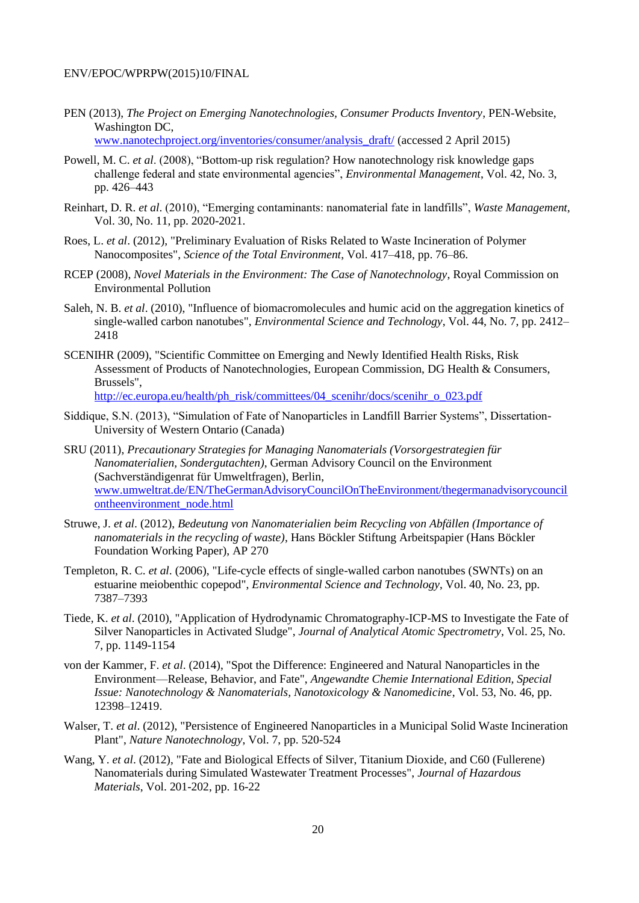PEN (2013), *The Project on Emerging Nanotechnologies, Consumer Products Inventory*, PEN-Website, Washington DC, www.nanotechproject.org/inventories/consumer/analysis_draft/ (accessed 2 April 2015)

Powell, M. C. *et al*. (2008), "Bottom-up risk regulation? How nanotechnology risk knowledge gaps challenge federal and state environmental agencies", *Environmental Management*, Vol. 42, No. 3, pp. 426–443

Reinhart, D. R. *et al*. (2010), "Emerging contaminants: nanomaterial fate in landfills", *Waste Management*, Vol. 30, No. 11, pp. 2020-2021.

Roes, L. *et al*. (2012), "Preliminary Evaluation of Risks Related to Waste Incineration of Polymer Nanocomposites", *Science of the Total Environment*, Vol. 417–418, pp. 76–86.

RCEP (2008), *Novel Materials in the Environment: The Case of Nanotechnology*, Royal Commission on Environmental Pollution

Saleh, N. B. *et al*. (2010), "Influence of biomacromolecules and humic acid on the aggregation kinetics of single-walled carbon nanotubes", *Environmental Science and Technology*, Vol. 44, No. 7, pp. 2412–2418

SCENIHR (2009), "Scientific Committee on Emerging and Newly Identified Health Risks, Risk Assessment of Products of Nanotechnologies, European Commission, DG Health & Consumers, Brussels", http://ec.europa.eu/health/ph_risk/committees/04_scenihr/docs/scenihr_o_023.pdf

Siddique, S.N. (2013), "Simulation of Fate of Nanoparticles in Landfill Barrier Systems", Dissertation-University of Western Ontario (Canada)

SRU (2011), *Precautionary Strategies for Managing Nanomaterials (Vorsorgestrategien für Nanomaterialien, Sondergutachten)*, German Advisory Council on the Environment (Sachverständigenrat für Umweltfragen), Berlin, www.umweltrat.de/EN/TheGermanAdvisoryCouncilOnTheEnvironment/thegermanadvisorycouncilontheenvironment_node.html

Struwe, J. *et al*. (2012), *Bedeutung von Nanomaterialien beim Recycling von Abfällen (Importance of nanomaterials in the recycling of waste)*, Hans Böckler Stiftung Arbeitspapier (Hans Böckler Foundation Working Paper), AP 270

Templeton, R. C. *et al*. (2006), "Life-cycle effects of single-walled carbon nanotubes (SWNTs) on an estuarine meiobenthic copepod", *Environmental Science and Technology*, Vol. 40, No. 23, pp. 7387–7393

Tiede, K. *et al*. (2010), "Application of Hydrodynamic Chromatography-ICP-MS to Investigate the Fate of Silver Nanoparticles in Activated Sludge", *Journal of Analytical Atomic Spectrometry*, Vol. 25, No. 7, pp. 1149-1154

von der Kammer, F. *et al*. (2014), "Spot the Difference: Engineered and Natural Nanoparticles in the Environment—Release, Behavior, and Fate", *Angewandte Chemie International Edition, Special Issue: Nanotechnology & Nanomaterials, Nanotoxicology & Nanomedicine*, Vol. 53, No. 46, pp. 12398–12419.

Walser, T. *et al*. (2012), "Persistence of Engineered Nanoparticles in a Municipal Solid Waste Incineration Plant", *Nature Nanotechnology*, Vol. 7, pp. 520-524

Wang, Y. *et al*. (2012), "Fate and Biological Effects of Silver, Titanium Dioxide, and C60 (Fullerene) Nanomaterials during Simulated Wastewater Treatment Processes", *Journal of Hazardous Materials*, Vol. 201-202, pp. 16-22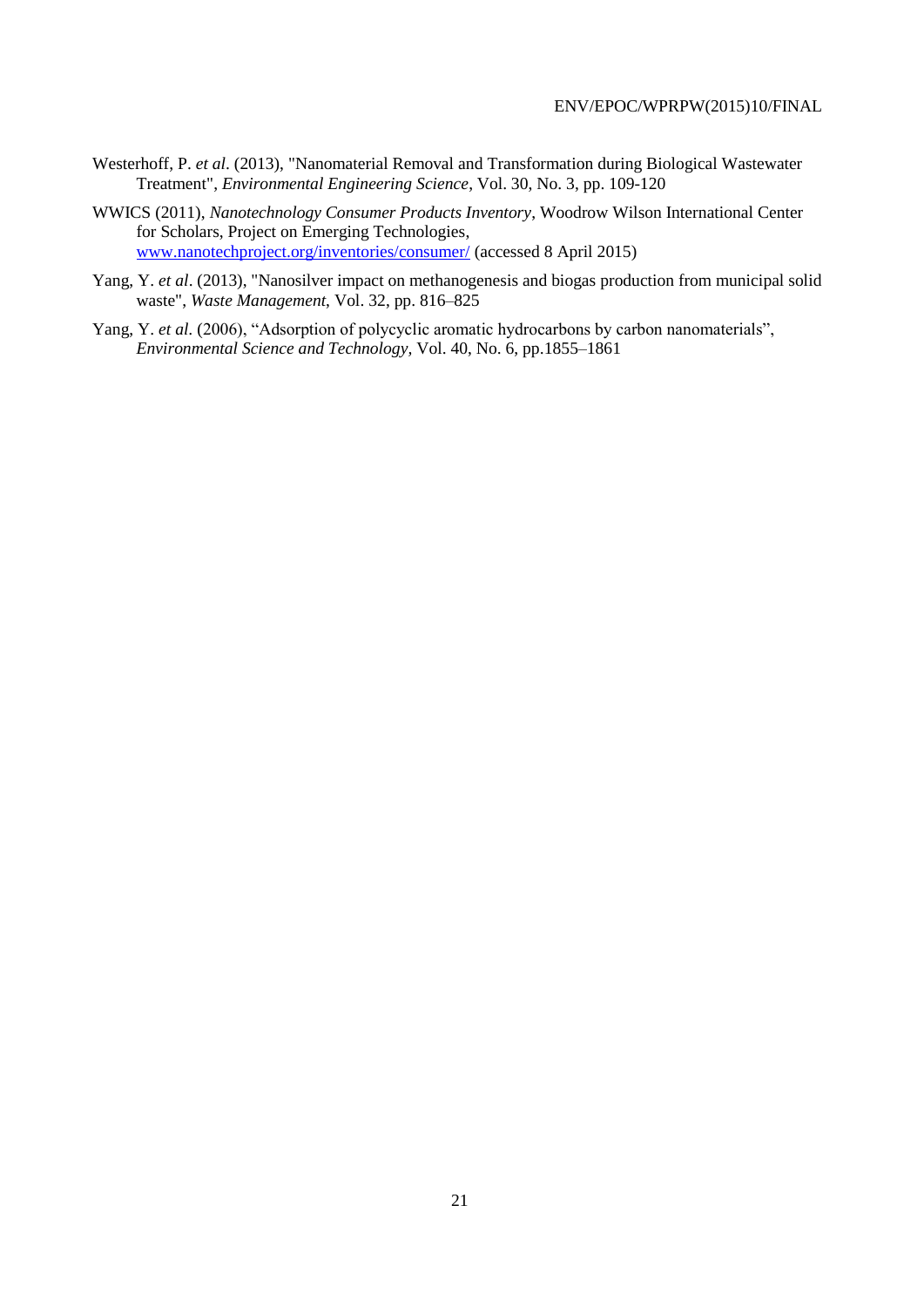Westerhoff, P. *et al*. (2013), "Nanomaterial Removal and Transformation during Biological Wastewater Treatment", *Environmental Engineering Science*, Vol. 30, No. 3, pp. 109-120

WWICS (2011), *Nanotechnology Consumer Products Inventory*, Woodrow Wilson International Center for Scholars, Project on Emerging Technologies, www.nanotechproject.org/inventories/consumer/ (accessed 8 April 2015)

Yang, Y. *et al*. (2013), "Nanosilver impact on methanogenesis and biogas production from municipal solid waste", *Waste Management*, Vol. 32, pp. 816–825

Yang, Y. *et al.* (2006), "Adsorption of polycyclic aromatic hydrocarbons by carbon nanomaterials", *Environmental Science and Technology,* Vol. 40, No. 6, pp.1855–1861